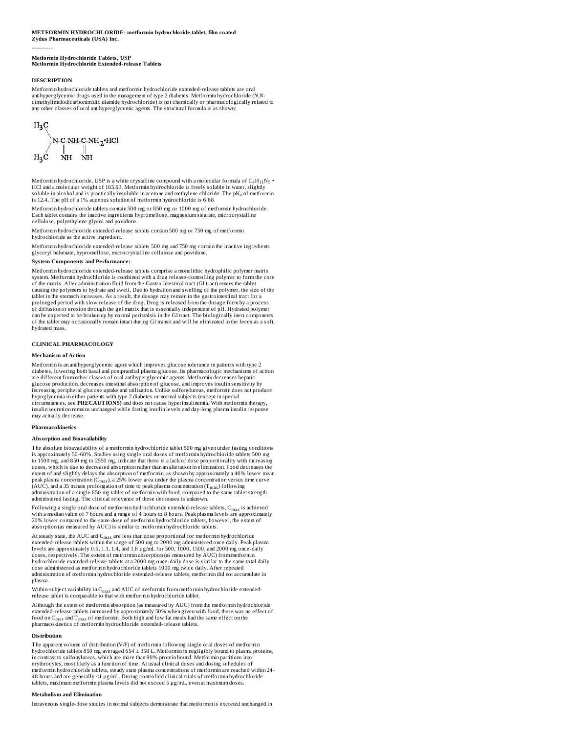**METFORMIN HYDROCHLORIDE- metformin hydrochloride tablet, film coated**
**Zydus Pharmaceuticals (USA) Inc.**

----------

**Metformin Hydrochloride Tablets, USP**
**Metformin Hydrochloride Extended-release Tablets**

## DESCRIPTION

Metformin hydrochloride tablets and metformin hydrochloride extended-release tablets are oral antihyperglycemic drugs used in the management of type 2 diabetes. Metformin hydrochloride (*N,N*-dimethylimidodicarbonimidic diamide hydrochloride) is not chemically or pharmacologically related to any other classes of oral antihyperglycemic agents. The structural formula is as shown:

```
H3C
    \
     N-C-NH-C-NH2•HCl
    /  ||    ||
H3C    NH    NH
```

Metformin hydrochloride, USP is a white crystalline compound with a molecular formula of $C_4H_{11}N_5 \cdot HCl$ and a molecular weight of 165.63. Metformin hydrochloride is freely soluble in water, slightly soluble in alcohol and is practically insoluble in acetone and methylene chloride. The $pK_a$ of metformin is 12.4. The pH of a 1% aqueous solution of metformin hydrochloride is 6.68.

Metformin hydrochloride tablets contain 500 mg or 850 mg or 1000 mg of metformin hydrochloride. Each tablet contains the inactive ingredients hypromellose, magnesium stearate, microcrystalline cellulose, polyethylene glycol and povidone.

Metformin hydrochloride extended-release tablets contain 500 mg or 750 mg of metformin hydrochloride as the active ingredient.

Metformin hydrochloride extended-release tablets 500 mg and 750 mg contain the inactive ingredients glyceryl behenate, hypromellose, microcrystalline cellulose and povidone.

**System Components and Performance:**

Metformin hydrochloride extended-release tablets comprise a monolithic hydrophilic polymer matrix system. Metformin hydrochloride is combined with a drug release-controlling polymer to form the core of the matrix. After administration fluid from the Gastro Intestinal tract (GI tract) enters the tablet causing the polymers to hydrate and swell. Due to hydration and swelling of the polymer, the size of the tablet in the stomach increases. As a result, the dosage may remain in the gastrointestinal tract for a prolonged period with slow release of the drug. Drug is released from the dosage form by a process of diffusion or erosion through the gel matrix that is essentially independent of pH. Hydrated polymer can be expected to be broken up by normal peristalsis in the GI tract. The biologically inert components of the tablet may occasionally remain intact during GI transit and will be eliminated in the feces as a soft, hydrated mass.

## CLINICAL PHARMACOLOGY

### Mechanism of Action

Metformin is an antihyperglycemic agent which improves glucose tolerance in patients with type 2 diabetes, lowering both basal and postprandial plasma glucose. Its pharmacologic mechanisms of action are different from other classes of oral antihyperglycemic agents. Metformin decreases hepatic glucose production, decreases intestinal absorption of glucose, and improves insulin sensitivity by increasing peripheral glucose uptake and utilization. Unlike sulfonylureas, metformin does not produce hypoglycemia in either patients with type 2 diabetes or normal subjects (except in special circumstances, see **PRECAUTIONS)** and does not cause hyperinsulinemia. With metformin therapy, insulin secretion remains unchanged while fasting insulin levels and day-long plasma insulin response may actually decrease.

### Pharmacokinetics

#### Absorption and Bioavailability

The absolute bioavailability of a metformin hydrochloride tablet 500 mg given under fasting conditions is approximately 50-60%. Studies using single oral doses of metformin hydrochloride tablets 500 mg to 1500 mg, and 850 mg to 2550 mg, indicate that there is a lack of dose proportionality with increasing doses, which is due to decreased absorption rather than an alteration in elimination. Food decreases the extent of and slightly delays the absorption of metformin, as shown by approximately a 40% lower mean peak plasma concentration ($C_{max}$), a 25% lower area under the plasma concentration versus time curve (AUC), and a 35 minute prolongation of time to peak plasma concentration ($T_{max}$) following administration of a single 850 mg tablet of metformin with food, compared to the same tablet strength administered fasting. The clinical relevance of these decreases is unknown.

Following a single oral dose of metformin hydrochloride extended-release tablets, $C_{max}$ is achieved with a median value of 7 hours and a range of 4 hours to 8 hours. Peak plasma levels are approximately 20% lower compared to the same dose of metformin hydrochloride tablets, however, the extent of absorption (as measured by AUC) is similar to metformin hydrochloride tablets.

At steady state, the AUC and $C_{max}$ are less than dose proportional for metformin hydrochloride extended-release tablets within the range of 500 mg to 2000 mg administered once daily. Peak plasma levels are approximately 0.6, 1.1, 1.4, and 1.8 µg/mL for 500, 1000, 1500, and 2000 mg once-daily doses, respectively. The extent of metformin absorption (as measured by AUC) from metformin hydrochloride extended-release tablets at a 2000 mg once-daily dose is similar to the same total daily dose administered as metformin hydrochloride tablets 1000 mg twice daily. After repeated administration of metformin hydrochloride extended-release tablets, metformin did not accumulate in plasma.

Within-subject variability in $C_{max}$ and AUC of metformin from metformin hydrochloride extended-release tablet is comparable to that with metformin hydrochloride tablet.

Although the extent of metformin absorption (as measured by AUC) from the metformin hydrochloride extended-release tablets increased by approximately 50% when given with food, there was no effect of food on $C_{max}$ and $T_{max}$ of metformin. Both high and low fat meals had the same effect on the pharmacokinetics of metformin hydrochloride extended-release tablets.

#### Distribution

The apparent volume of distribution (V/F) of metformin following single oral doses of metformin hydrochloride tablets 850 mg averaged 654 ± 358 L. Metformin is negligibly bound to plasma proteins, in contrast to sulfonylureas, which are more than 90% protein bound. Metformin partitions into erythrocytes, most likely as a function of time. At usual clinical doses and dosing schedules of metformin hydrochloride tablets, steady state plasma concentrations of metformin are reached within 24-48 hours and are generally <1 µg/mL. During controlled clinical trials of metformin hydrochloride tablets, maximum metformin plasma levels did not exceed 5 µg/mL, even at maximum doses.

#### Metabolism and Elimination

Intravenous single-dose studies in normal subjects demonstrate that metformin is excreted unchanged in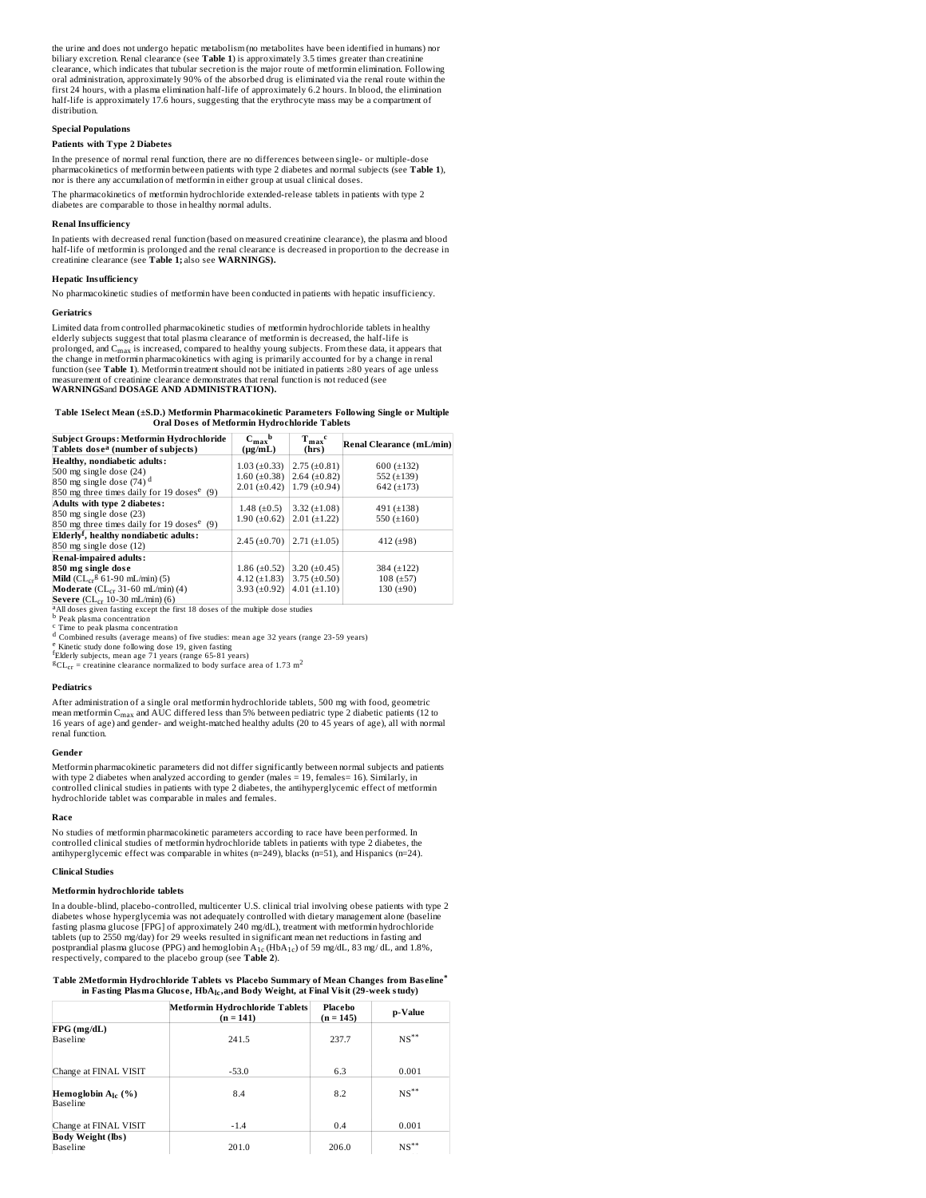the urine and does not undergo hepatic metabolism (no metabolites have been identified in humans) nor biliary excretion. Renal clearance (see **Table 1**) is approximately 3.5 times greater than creatinine clearance, which indicates that tubular secretion is the major route of metformin elimination. Following oral administration, approximately 90% of the absorbed drug is eliminated via the renal route within the first 24 hours, with a plasma elimination half-life of approximately 6.2 hours. In blood, the elimination half-life is approximately 17.6 hours, suggesting that the erythrocyte mass may be a compartment of distribution.

#### Special Populations

#### Patients with Type 2 Diabetes

In the presence of normal renal function, there are no differences between single- or multiple-dose pharmacokinetics of metformin between patients with type 2 diabetes and normal subjects (see **Table 1**), nor is there any accumulation of metformin in either group at usual clinical doses.

The pharmacokinetics of metformin hydrochloride extended-release tablets in patients with type 2 diabetes are comparable to those in healthy normal adults.

#### Renal Insufficiency

In patients with decreased renal function (based on measured creatinine clearance), the plasma and blood half-life of metformin is prolonged and the renal clearance is decreased in proportion to the decrease in creatinine clearance (see **Table 1;** also see **WARNINGS).**

#### Hepatic Insufficiency

No pharmacokinetic studies of metformin have been conducted in patients with hepatic insufficiency.

#### Geriatrics

Limited data from controlled pharmacokinetic studies of metformin hydrochloride tablets in healthy elderly subjects suggest that total plasma clearance of metformin is decreased, the half-life is prolonged, and $C_{max}$ is increased, compared to healthy young subjects. From these data, it appears that the change in metformin pharmacokinetics with aging is primarily accounted for by a change in renal function (see **Table 1**). Metformin treatment should not be initiated in patients ≥80 years of age unless measurement of creatinine clearance demonstrates that renal function is not reduced (see **WARNINGS**and **DOSAGE AND ADMINISTRATION).**

**Table 1Select Mean (±S.D.) Metformin Pharmacokinetic Parameters Following Single or Multiple Oral Doses of Metformin Hydrochloride Tablets**

| Subject Groups: Metformin Hydrochloride Tablets dose[a] (number of subjects) | $C_{max}$[b] (μg/mL) | $T_{max}$[c] (hrs) | Renal Clearance (mL/min) |
|---|---|---|---|
| **Healthy, nondiabetic adults:** | | | |
| 500 mg single dose (24) | 1.03 (±0.33) | 2.75 (±0.81) | 600 (±132) |
| 850 mg single dose (74) [d] | 1.60 (±0.38) | 2.64 (±0.82) | 552 (±139) |
| 850 mg three times daily for 19 doses[e] (9) | 2.01 (±0.42) | 1.79 (±0.94) | 642 (±173) |
| **Adults with type 2 diabetes:** | | | |
| 850 mg single dose (23) | 1.48 (±0.5) | 3.32 (±1.08) | 491 (±138) |
| 850 mg three times daily for 19 doses[e] (9) | 1.90 (±0.62) | 2.01 (±1.22) | 550 (±160) |
| **Elderly[f], healthy nondiabetic adults:** | | | |
| 850 mg single dose (12) | 2.45 (±0.70) | 2.71 (±1.05) | 412 (±98) |
| **Renal-impaired adults:** | | | |
| **850 mg single dose** | | | |
| **Mild** ($CL_{cr}$[g] 61-90 mL/min) (5) | 1.86 (±0.52) | 3.20 (±0.45) | 384 (±122) |
| **Moderate** ($CL_{cr}$ 31-60 mL/min) (4) | 4.12 (±1.83) | 3.75 (±0.50) | 108 (±57) |
| **Severe** ($CL_{cr}$ 10-30 mL/min) (6) | 3.93 (±0.92) | 4.01 (±1.10) | 130 (±90) |

[a]All doses given fasting except the first 18 doses of the multiple dose studies
[b] Peak plasma concentration
[c] Time to peak plasma concentration
[d] Combined results (average means) of five studies: mean age 32 years (range 23-59 years)
[e] Kinetic study done following dose 19, given fasting
[f]Elderly subjects, mean age 71 years (range 65-81 years)
[g]$CL_{cr}$ = creatinine clearance normalized to body surface area of 1.73 $m^2$

#### Pediatrics

After administration of a single oral metformin hydrochloride tablets, 500 mg with food, geometric mean metformin $C_{max}$ and AUC differed less than 5% between pediatric type 2 diabetic patients (12 to 16 years of age) and gender- and weight-matched healthy adults (20 to 45 years of age), all with normal renal function.

#### Gender

Metformin pharmacokinetic parameters did not differ significantly between normal subjects and patients with type 2 diabetes when analyzed according to gender (males = 19, females= 16). Similarly, in controlled clinical studies in patients with type 2 diabetes, the antihyperglycemic effect of metformin hydrochloride tablet was comparable in males and females.

#### Race

No studies of metformin pharmacokinetic parameters according to race have been performed. In controlled clinical studies of metformin hydrochloride tablets in patients with type 2 diabetes, the antihyperglycemic effect was comparable in whites (n=249), blacks (n=51), and Hispanics (n=24).

### Clinical Studies

#### Metformin hydrochloride tablets

In a double-blind, placebo-controlled, multicenter U.S. clinical trial involving obese patients with type 2 diabetes whose hyperglycemia was not adequately controlled with dietary management alone (baseline fasting plasma glucose [FPG] of approximately 240 mg/dL), treatment with metformin hydrochloride tablets (up to 2550 mg/day) for 29 weeks resulted in significant mean net reductions in fasting and postprandial plasma glucose (PPG) and hemoglobin $A_{1c}$ ($HbA_{1c}$) of 59 mg/dL, 83 mg/ dL, and 1.8%, respectively, compared to the placebo group (see **Table 2**).

**Table 2Metformin Hydrochloride Tablets vs Placebo Summary of Mean Changes from Baseline* in Fasting Plasma Glucose, $HbA_{1c}$, and Body Weight, at Final Visit (29-week study)**

| | Metformin Hydrochloride Tablets (n = 141) | Placebo (n = 145) | p-Value |
|---|---|---|---|
| **FPG (mg/dL)** | | | |
| Baseline | 241.5 | 237.7 | NS** |
| Change at FINAL VISIT | -53.0 | 6.3 | 0.001 |
| **Hemoglobin $A_{1c}$ (%)** | | | |
| Baseline | 8.4 | 8.2 | NS** |
| Change at FINAL VISIT | -1.4 | 0.4 | 0.001 |
| **Body Weight (lbs)** | | | |
| Baseline | 201.0 | 206.0 | NS** |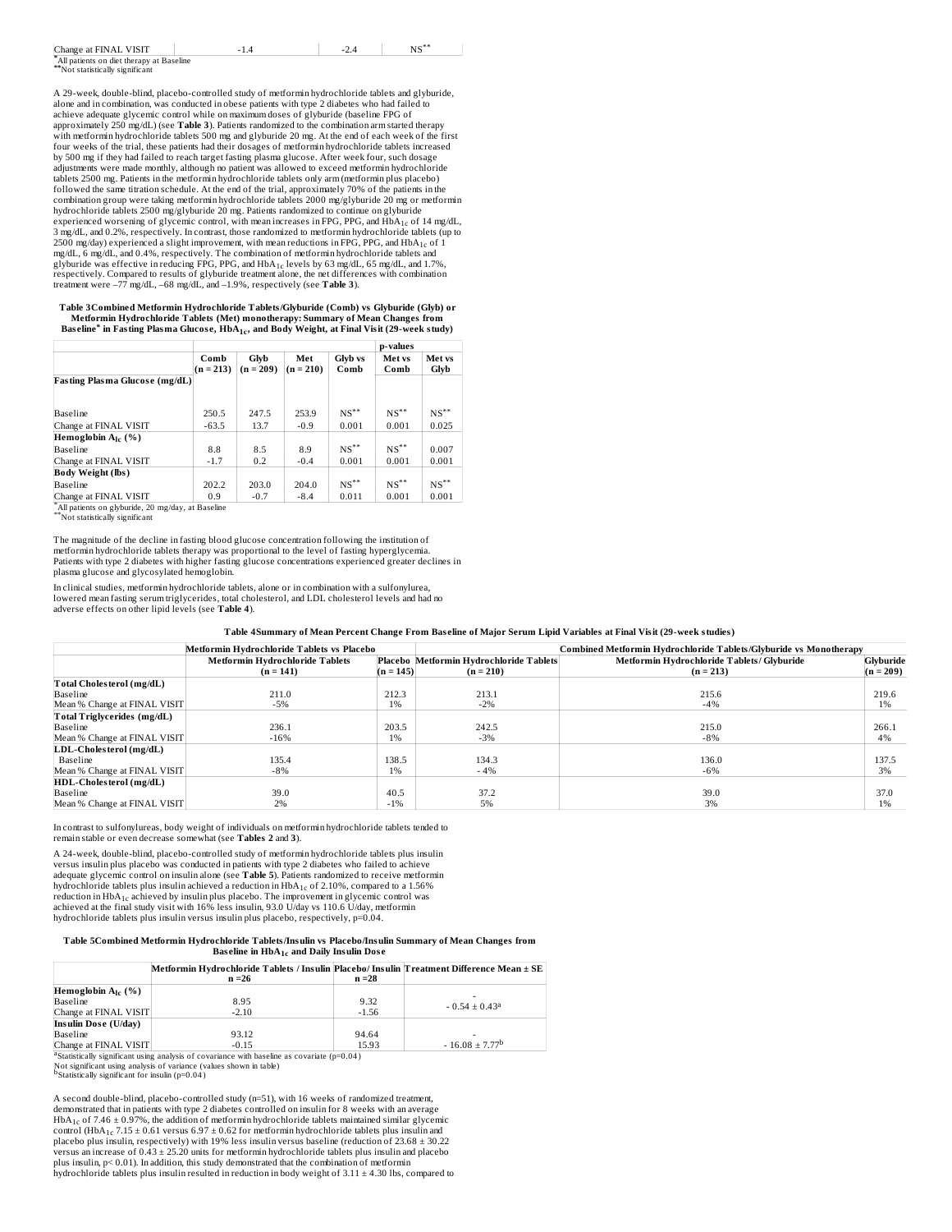| Change at FINAL VISIT | -1.4 | -2.4 | NS** |
|---|---|---|---|

*All patients on diet therapy at Baseline
**Not statistically significant

A 29-week, double-blind, placebo-controlled study of metformin hydrochloride tablets and glyburide, alone and in combination, was conducted in obese patients with type 2 diabetes who had failed to achieve adequate glycemic control while on maximum doses of glyburide (baseline FPG of approximately 250 mg/dL) (see **Table 3**). Patients randomized to the combination arm started therapy with metformin hydrochloride tablets 500 mg and glyburide 20 mg. At the end of each week of the first four weeks of the trial, these patients had their dosages of metformin hydrochloride tablets increased by 500 mg if they had failed to reach target fasting plasma glucose. After week four, such dosage adjustments were made monthly, although no patient was allowed to exceed metformin hydrochloride tablets 2500 mg. Patients in the metformin hydrochloride tablets only arm (metformin plus placebo) followed the same titration schedule. At the end of the trial, approximately 70% of the patients in the combination group were taking metformin hydrochloride tablets 2000 mg/glyburide 20 mg or metformin hydrochloride tablets 2500 mg/glyburide 20 mg. Patients randomized to continue on glyburide experienced worsening of glycemic control, with mean increases in FPG, PPG, and $HbA_{1c}$ of 14 mg/dL, 3 mg/dL, and 0.2%, respectively. In contrast, those randomized to metformin hydrochloride tablets (up to 2500 mg/day) experienced a slight improvement, with mean reductions in FPG, PPG, and $HbA_{1c}$ of 1 mg/dL, 6 mg/dL, and 0.4%, respectively. The combination of metformin hydrochloride tablets and glyburide was effective in reducing FPG, PPG, and $HbA_{1c}$ levels by 63 mg/dL, 65 mg/dL, and 1.7%, respectively. Compared to results of glyburide treatment alone, the net differences with combination treatment were –77 mg/dL, –68 mg/dL, and –1.9%, respectively (see **Table 3**).

**Table 3Combined Metformin Hydrochloride Tablets/Glyburide (Comb) vs Glyburide (Glyb) or Metformin Hydrochloride Tablets (Met) monotherapy: Summary of Mean Changes from Baseline* in Fasting Plasma Glucose, $HbA_{1c}$, and Body Weight, at Final Visit (29-week study)**

| | | | | p-values | | |
|---|---|---|---|---|---|---|
| | Comb (n = 213) | Glyb (n = 209) | Met (n = 210) | Glyb vs Comb | Met vs Comb | Met vs Glyb |
| **Fasting Plasma Glucose (mg/dL)** | | | | | | |
| Baseline | 250.5 | 247.5 | 253.9 | NS** | NS** | NS** |
| Change at FINAL VISIT | -63.5 | 13.7 | -0.9 | 0.001 | 0.001 | 0.025 |
| **Hemoglobin $A_{1c}$ (%)** | | | | | | |
| Baseline | 8.8 | 8.5 | 8.9 | NS** | NS** | 0.007 |
| Change at FINAL VISIT | -1.7 | 0.2 | -0.4 | 0.001 | 0.001 | 0.001 |
| **Body Weight (lbs)** | | | | | | |
| Baseline | 202.2 | 203.0 | 204.0 | NS** | NS** | NS** |
| Change at FINAL VISIT | 0.9 | -0.7 | -8.4 | 0.011 | 0.001 | 0.001 |

*All patients on glyburide, 20 mg/day, at Baseline
**Not statistically significant

The magnitude of the decline in fasting blood glucose concentration following the institution of metformin hydrochloride tablets therapy was proportional to the level of fasting hyperglycemia. Patients with type 2 diabetes with higher fasting glucose concentrations experienced greater declines in plasma glucose and glycosylated hemoglobin.

In clinical studies, metformin hydrochloride tablets, alone or in combination with a sulfonylurea, lowered mean fasting serum triglycerides, total cholesterol, and LDL cholesterol levels and had no adverse effects on other lipid levels (see **Table 4**).

**Table 4Summary of Mean Percent Change From Baseline of Major Serum Lipid Variables at Final Visit (29-week studies)**

| | Metformin Hydrochloride Tablets vs Placebo | | Combined Metformin Hydrochloride Tablets/Glyburide vs Monotherapy | | |
|---|---|---|---|---|---|
| | Metformin Hydrochloride Tablets (n = 141) | Placebo (n = 145) | Metformin Hydrochloride Tablets (n = 210) | Metformin Hydrochloride Tablets/ Glyburide (n = 213) | Glyburide (n = 209) |
| **Total Cholesterol (mg/dL)** | | | | | |
| Baseline | 211.0 | 212.3 | 213.1 | 215.6 | 219.6 |
| Mean % Change at FINAL VISIT | -5% | 1% | -2% | -4% | 1% |
| **Total Triglycerides (mg/dL)** | | | | | |
| Baseline | 236.1 | 203.5 | 242.5 | 215.0 | 266.1 |
| Mean % Change at FINAL VISIT | -16% | 1% | -3% | -8% | 4% |
| **LDL-Cholesterol (mg/dL)** | | | | | |
| Baseline | 135.4 | 138.5 | 134.3 | 136.0 | 137.5 |
| Mean % Change at FINAL VISIT | -8% | 1% | - 4% | -6% | 3% |
| **HDL-Cholesterol (mg/dL)** | | | | | |
| Baseline | 39.0 | 40.5 | 37.2 | 39.0 | 37.0 |
| Mean % Change at FINAL VISIT | 2% | -1% | 5% | 3% | 1% |

In contrast to sulfonylureas, body weight of individuals on metformin hydrochloride tablets tended to remain stable or even decrease somewhat (see **Tables 2** and **3**).

A 24-week, double-blind, placebo-controlled study of metformin hydrochloride tablets plus insulin versus insulin plus placebo was conducted in patients with type 2 diabetes who failed to achieve adequate glycemic control on insulin alone (see **Table 5**). Patients randomized to receive metformin hydrochloride tablets plus insulin achieved a reduction in $HbA_{1c}$ of 2.10%, compared to a 1.56% reduction in $HbA_{1c}$ achieved by insulin plus placebo. The improvement in glycemic control was achieved at the final study visit with 16% less insulin, 93.0 U/day vs 110.6 U/day, metformin hydrochloride tablets plus insulin versus insulin plus placebo, respectively, p=0.04.

**Table 5Combined Metformin Hydrochloride Tablets/Insulin vs Placebo/Insulin Summary of Mean Changes from Baseline in $HbA_{1c}$ and Daily Insulin Dose**

| | Metformin Hydrochloride Tablets / Insulin n =26 | Placebo/ Insulin n =28 | Treatment Difference Mean ± SE |
|---|---|---|---|
| **Hemoglobin $A_{1c}$ (%)** | | | |
| Baseline | 8.95 | 9.32 | - |
| Change at FINAL VISIT | -2.10 | -1.56 | $- 0.54 \pm 0.43^{a}$ |
| **Insulin Dose (U/day)** | | | |
| Baseline | 93.12 | 94.64 | - |
| Change at FINAL VISIT | -0.15 | 15.93 | $- 16.08 \pm 7.77^{b}$ |

[a]Statistically significant using analysis of covariance with baseline as covariate (p=0.04)
Not significant using analysis of variance (values shown in table)
[b]Statistically significant for insulin (p=0.04)

A second double-blind, placebo-controlled study (n=51), with 16 weeks of randomized treatment, demonstrated that in patients with type 2 diabetes controlled on insulin for 8 weeks with an average $HbA_{1c}$ of 7.46 ± 0.97%, the addition of metformin hydrochloride tablets maintained similar glycemic control ($HbA_{1c}$ 7.15 ± 0.61 versus 6.97 ± 0.62 for metformin hydrochloride tablets plus insulin and placebo plus insulin, respectively) with 19% less insulin versus baseline (reduction of 23.68 ± 30.22 versus an increase of 0.43 ± 25.20 units for metformin hydrochloride tablets plus insulin and placebo plus insulin, p< 0.01). In addition, this study demonstrated that the combination of metformin hydrochloride tablets plus insulin resulted in reduction in body weight of 3.11 ± 4.30 lbs, compared to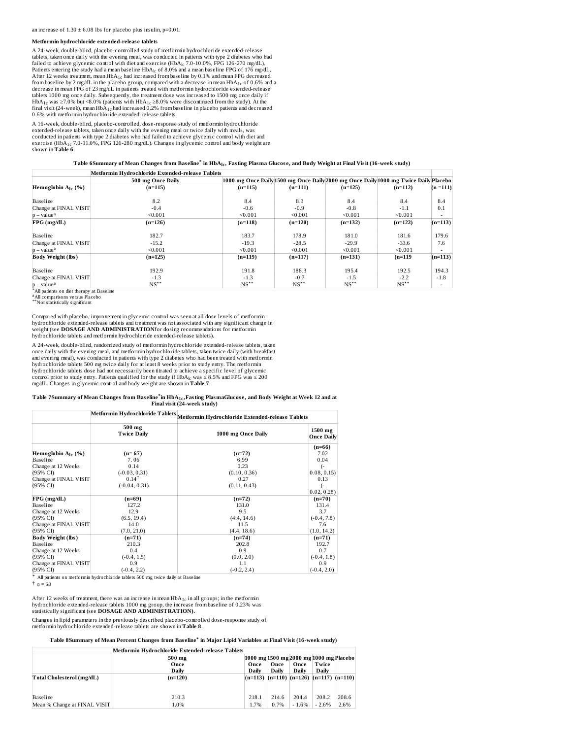an increase of 1.30 ± 6.08 lbs for placebo plus insulin, p=0.01.

**Metformin hydrochloride extended-release tablets**

A 24-week, double-blind, placebo-controlled study of metformin hydrochloride extended-release tablets, taken once daily with the evening meal, was conducted in patients with type 2 diabetes who had failed to achieve glycemic control with diet and exercise ($HbA_{1c}$ 7.0-10.0%, FPG 126-270 mg/dL). Patients entering the study had a mean baseline $HbA_{1c}$ of 8.0% and a mean baseline FPG of 176 mg/dL. After 12 weeks treatment, mean $HbA_{1c}$ had increased from baseline by 0.1% and mean FPG decreased from baseline by 2 mg/dL in the placebo group, compared with a decrease in mean $HbA_{1c}$ of 0.6% and a decrease in mean FPG of 23 mg/dL in patients treated with metformin hydrochloride extended-release tablets 1000 mg once daily. Subsequently, the treatment dose was increased to 1500 mg once daily if $HbA_{1c}$ was ≥7.0% but <8.0% (patients with $HbA_{1c}$ ≥8.0% were discontinued from the study). At the final visit (24-week), mean $HbA_{1c}$ had increased 0.2% from baseline in placebo patients and decreased 0.6% with metformin hydrochloride extended-release tablets.

A 16-week, double-blind, placebo-controlled, dose-response study of metformin hydrochloride extended-release tablets, taken once daily with the evening meal or twice daily with meals, was conducted in patients with type 2 diabetes who had failed to achieve glycemic control with diet and exercise ($HbA_{1c}$ 7.0-11.0%, FPG 126-280 mg/dL). Changes in glycemic control and body weight are shown in **Table 6**.

**Table 6Summary of Mean Changes from Baseline* in $HbA_{1c}$, Fasting Plasma Glucose, and Body Weight at Final Visit (16-week study)**

| | Metformin Hydrochloride Extended-release Tablets | | | | | |
|---|---|---|---|---|---|---|
| | 500 mg Once Daily | 1000 mg Once Daily | 1500 mg Once Daily | 2000 mg Once Daily | 1000 mg Twice Daily | Placebo |
| **Hemoglobin $A_{1c}$ (%)** | **(n=115)** | **(n=115)** | **(n=111)** | **(n=125)** | **(n=112)** | **(n =111)** |
| Baseline | 8.2 | 8.4 | 8.3 | 8.4 | 8.4 | 8.4 |
| Change at FINAL VISIT | -0.4 | -0.6 | -0.9 | -0.8 | -1.1 | 0.1 |
| p – value[a] | <0.001 | <0.001 | <0.001 | <0.001 | <0.001 | - |
| **FPG (mg/dL)** | **(n=126)** | **(n=118)** | **(n=120)** | **(n=132)** | **(n=122)** | **(n=113)** |
| Baseline | 182.7 | 183.7 | 178.9 | 181.0 | 181.6 | 179.6 |
| Change at FINAL VISIT | -15.2 | -19.3 | -28.5 | -29.9 | -33.6 | 7.6 |
| p – value[a] | <0.001 | <0.001 | <0.001 | <0.001 | <0.001 | - |
| **Body Weight (lbs)** | **(n=125)** | **(n=119)** | **(n=117)** | **(n=131)** | **(n=119** | **(n=113)** |
| Baseline | 192.9 | 191.8 | 188.3 | 195.4 | 192.5 | 194.3 |
| Change at FINAL VISIT | -1.3 | -1.3 | -0.7 | -1.5 | -2.2 | -1.8 |
| p – value[a] | NS** | NS** | NS** | NS** | NS** | - |

*All patients on diet therapy at Baseline
[a]All comparisons versus Placebo
**Not statistically significant

Compared with placebo, improvement in glycemic control was seen at all dose levels of metformin hydrochloride extended-release tablets and treatment was not associated with any significant change in weight (see **DOSAGE AND ADMINISTRATION**for dosing recommendations for metformin hydrochloride tablets and metformin hydrochloride extended-release tablets).

A 24-week, double-blind, randomized study of metformin hydrochloride extended-release tablets, taken once daily with the evening meal, and metformin hydrochloride tablets, taken twice daily (with breakfast and evening meal), was conducted in patients with type 2 diabetes who had been treated with metformin hydrochloride tablets 500 mg twice daily for at least 8 weeks prior to study entry. The metformin hydrochloride tablets dose had not necessarily been titrated to achieve a specific level of glycemic control prior to study entry. Patients qualified for the study if $HbA_{1c}$ was ≤ 8.5% and FPG was ≤ 200 mg/dL. Changes in glycemic control and body weight are shown in **Table 7**.

**Table 7Summary of Mean Changes from Baseline*in $HbA_{1c}$,Fasting PlasmaGlucose, and Body Weight at Week 12 and at Final visit (24-week study)**

| | Metformin Hydrochloride Tablets | Metformin Hydrochloride Extended-release Tablets | |
|---|---|---|---|
| | 500 mg Twice Daily | 1000 mg Once Daily | 1500 mg Once Daily |
| **Hemoglobin $A_{1c}$ (%)** | **(n= 67)** | **(n=72)** | **(n=66)** |
| Baseline | 7.06 | 6.99 | 7.02 |
| Change at 12 Weeks | 0.14 | 0.23 | 0.04 |
| (95% CI) | (-0.03, 0.31) | (0.10, 0.36) | (-0.08, 0.15) |
| Change at FINAL VISIT | 0.14[†] | 0.27 | 0.13 |
| (95% CI) | (-0.04, 0.31) | (0.11, 0.43) | (-0.02, 0.28) |
| **FPG (mg/dL)** | **(n=69)** | **(n=72)** | **(n=70)** |
| Baseline | 127.2 | 131.0 | 131.4 |
| Change at 12 Weeks | 12.9 | 9.5 | 3.7 |
| (95% CI) | (6.5, 19.4) | (4.4, 14.6) | (-0.4, 7.8) |
| Change at FINAL VISIT | 14.0 | 11.5 | 7.6 |
| (95% CI) | (7.0, 21.0) | (4.4, 18.6) | (1.0, 14.2) |
| **Body Weight (lbs)** | **(n=71)** | **(n=74)** | **(n=71)** |
| Baseline | 210.3 | 202.8 | 192.7 |
| Change at 12 Weeks | 0.4 | 0.9 | 0.7 |
| (95% CI) | (-0.4, 1.5) | (0.0, 2.0) | (-0.4, 1.8) |
| Change at FINAL VISIT | 0.9 | 1.1 | 0.9 |
| (95% CI) | (-0.4, 2.2) | (-0.2, 2.4) | (-0.4, 2.0) |

* All patients on metformin hydrochloride tablets 500 mg twice daily at Baseline
† n = 68

After 12 weeks of treatment, there was an increase in mean $HbA_{1c}$ in all groups; in the metformin hydrochloride extended-release tablets 1000 mg group, the increase from baseline of 0.23% was statistically significant (see **DOSAGE AND ADMINISTRATION).**

Changes in lipid parameters in the previously described placebo-controlled dose-response study of metformin hydrochloride extended-release tablets are shown in **Table 8**.

**Table 8Summary of Mean Percent Changes from Baseline* in Major Lipid Variables at Final Visit (16-week study)**

| | Metformin Hydrochloride Extended-release Tablets | | | | | |
|---|---|---|---|---|---|---|
| | 500 mg Once Daily | 1000 mg Once Daily | 1500 mg Once Daily | 2000 mg Once Daily | 1000 mg Twice Daily | Placebo |
| **Total Cholesterol (mg/dL)** | **(n=120)** | **(n=113)** | **(n=110)** | **(n=126)** | **(n=117)** | **(n=110)** |
| Baseline | 210.3 | 218.1 | 214.6 | 204.4 | 208.2 | 208.6 |
| Mean % Change at FINAL VISIT | 1.0% | 1.7% | 0.7% | - 1.6% | - 2.6% | 2.6% |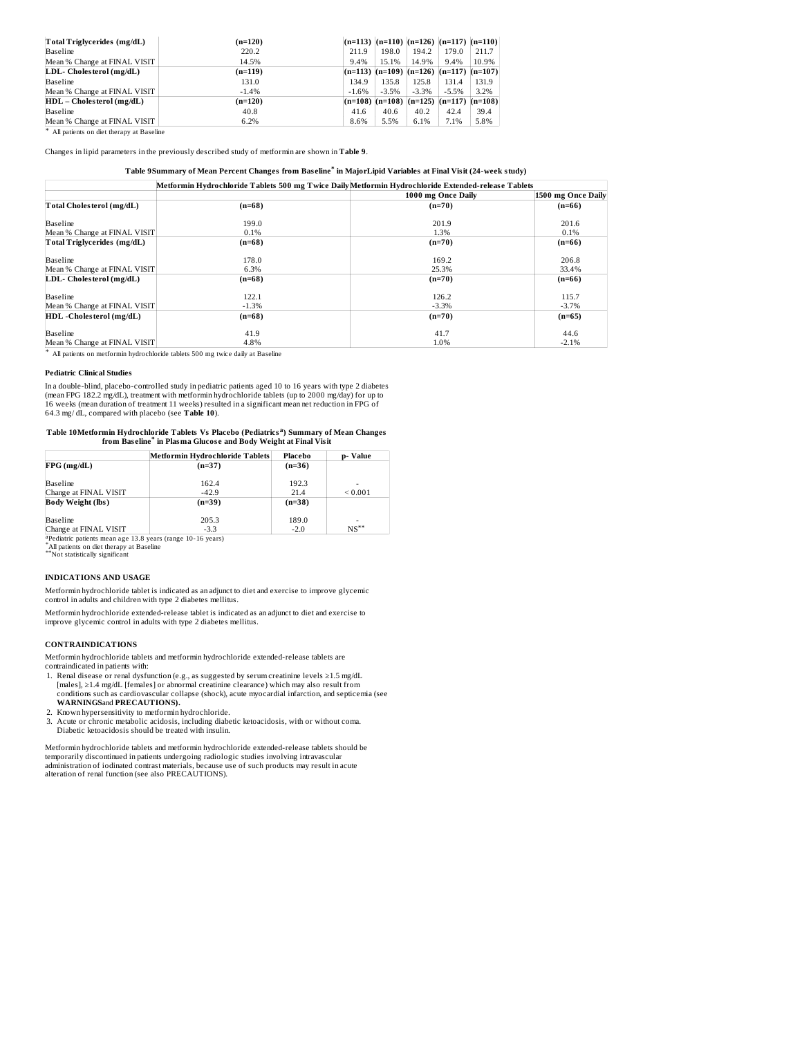| Total Triglycerides (mg/dL) | (n=120) | (n=113) | (n=110) | (n=126) | (n=117) | (n=110) |
|---|---|---|---|---|---|---|
| Baseline | 220.2 | 211.9 | 198.0 | 194.2 | 179.0 | 211.7 |
| Mean % Change at FINAL VISIT | 14.5% | 9.4% | 15.1% | 14.9% | 9.4% | 10.9% |
| **LDL- Cholesterol (mg/dL)** | **(n=119)** | **(n=113)** | **(n=109)** | **(n=126)** | **(n=117)** | **(n=107)** |
| Baseline | 131.0 | 134.9 | 135.8 | 125.8 | 131.4 | 131.9 |
| Mean % Change at FINAL VISIT | -1.4% | -1.6% | -3.5% | -3.3% | -5.5% | 3.2% |
| **HDL – Cholesterol (mg/dL)** | **(n=120)** | **(n=108)** | **(n=108)** | **(n=125)** | **(n=117)** | **(n=108)** |
| Baseline | 40.8 | 41.6 | 40.6 | 40.2 | 42.4 | 39.4 |
| Mean % Change at FINAL VISIT | 6.2% | 8.6% | 5.5% | 6.1% | 7.1% | 5.8% |

* All patients on diet therapy at Baseline

Changes in lipid parameters in the previously described study of metformin are shown in **Table 9**.

**Table 9 Summary of Mean Percent Changes from Baseline* in Major Lipid Variables at Final Visit (24-week study)**

| | Metformin Hydrochloride Tablets 500 mg Twice Daily | Metformin Hydrochloride Extended-release Tablets | |
|---|---|---|---|
| | | 1000 mg Once Daily | 1500 mg Once Daily |
| **Total Cholesterol (mg/dL)** | **(n=68)** | **(n=70)** | **(n=66)** |
| Baseline | 199.0 | 201.9 | 201.6 |
| Mean % Change at FINAL VISIT | 0.1% | 1.3% | 0.1% |
| **Total Triglycerides (mg/dL)** | **(n=68)** | **(n=70)** | **(n=66)** |
| Baseline | 178.0 | 169.2 | 206.8 |
| Mean % Change at FINAL VISIT | 6.3% | 25.3% | 33.4% |
| **LDL- Cholesterol (mg/dL)** | **(n=68)** | **(n=70)** | **(n=66)** |
| Baseline | 122.1 | 126.2 | 115.7 |
| Mean % Change at FINAL VISIT | -1.3% | -3.3% | -3.7% |
| **HDL -Cholesterol (mg/dL)** | **(n=68)** | **(n=70)** | **(n=65)** |
| Baseline | 41.9 | 41.7 | 44.6 |
| Mean % Change at FINAL VISIT | 4.8% | 1.0% | -2.1% |

* All patients on metformin hydrochloride tablets 500 mg twice daily at Baseline

**Pediatric Clinical Studies**

In a double-blind, placebo-controlled study in pediatric patients aged 10 to 16 years with type 2 diabetes (mean FPG 182.2 mg/dL), treatment with metformin hydrochloride tablets (up to 2000 mg/day) for up to 16 weeks (mean duration of treatment 11 weeks) resulted in a significant mean net reduction in FPG of 64.3 mg/ dL, compared with placebo (see **Table 10**).

**Table 10 Metformin Hydrochloride Tablets Vs Placebo (Pediatrics[a]) Summary of Mean Changes from Baseline* in Plasma Glucose and Body Weight at Final Visit**

| | Metformin Hydrochloride Tablets | Placebo | p- Value |
|---|---|---|---|
| **FPG (mg/dL)** | **(n=37)** | **(n=36)** | |
| Baseline | 162.4 | 192.3 | - |
| Change at FINAL VISIT | -42.9 | 21.4 | < 0.001 |
| **Body Weight (lbs)** | **(n=39)** | **(n=38)** | |
| Baseline | 205.3 | 189.0 | - |
| Change at FINAL VISIT | -3.3 | -2.0 | NS** |

[a]Pediatric patients mean age 13.8 years (range 10-16 years)
*All patients on diet therapy at Baseline
**Not statistically significant

## INDICATIONS AND USAGE

Metformin hydrochloride tablet is indicated as an adjunct to diet and exercise to improve glycemic control in adults and children with type 2 diabetes mellitus.

Metformin hydrochloride extended-release tablet is indicated as an adjunct to diet and exercise to improve glycemic control in adults with type 2 diabetes mellitus.

## CONTRAINDICATIONS

Metformin hydrochloride tablets and metformin hydrochloride extended-release tablets are contraindicated in patients with:

1. Renal disease or renal dysfunction (e.g., as suggested by serum creatinine levels ≥1.5 mg/dL [males], ≥1.4 mg/dL [females] or abnormal creatinine clearance) which may also result from conditions such as cardiovascular collapse (shock), acute myocardial infarction, and septicemia (see **WARNINGS** and **PRECAUTIONS).**
2. Known hypersensitivity to metformin hydrochloride.
3. Acute or chronic metabolic acidosis, including diabetic ketoacidosis, with or without coma. Diabetic ketoacidosis should be treated with insulin.

Metformin hydrochloride tablets and metformin hydrochloride extended-release tablets should be temporarily discontinued in patients undergoing radiologic studies involving intravascular administration of iodinated contrast materials, because use of such products may result in acute alteration of renal function (see also PRECAUTIONS).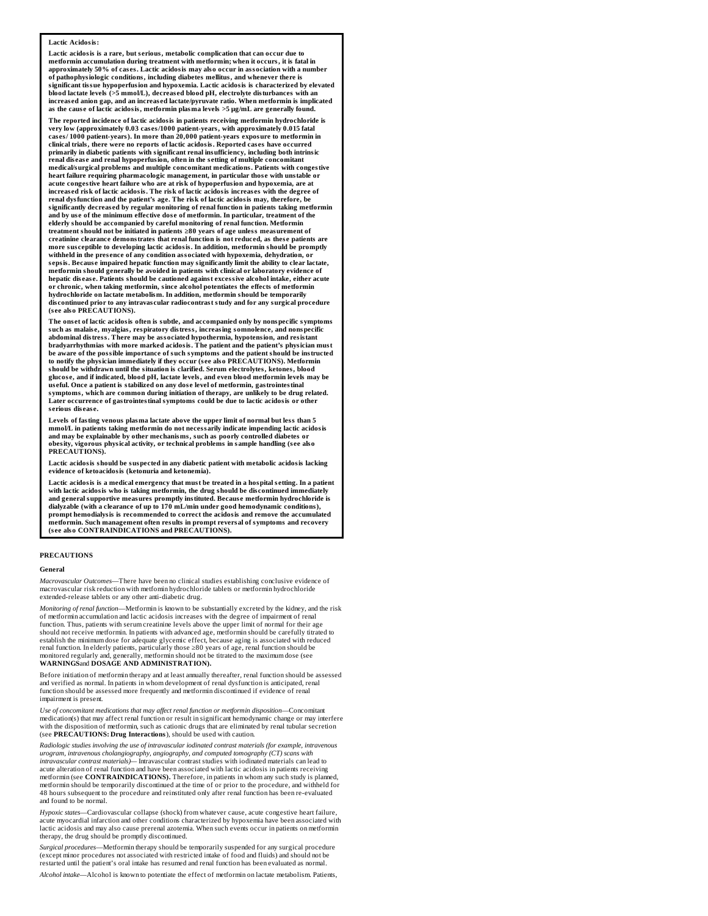**Lactic Acidosis:**

**Lactic acidosis is a rare, but serious, metabolic complication that can occur due to metformin accumulation during treatment with metformin; when it occurs, it is fatal in approximately 50% of cases. Lactic acidosis may also occur in association with a number of pathophysiologic conditions, including diabetes mellitus, and whenever there is significant tissue hypoperfusion and hypoxemia. Lactic acidosis is characterized by elevated blood lactate levels (>5 mmol/L), decreased blood pH, electrolyte disturbances with an increased anion gap, and an increased lactate/pyruvate ratio. When metformin is implicated as the cause of lactic acidosis, metformin plasma levels >5 µg/mL are generally found.**

**The reported incidence of lactic acidosis in patients receiving metformin hydrochloride is very low (approximately 0.03 cases/1000 patient-years, with approximately 0.015 fatal cases/1000 patient-years). In more than 20,000 patient-years exposure to metformin in clinical trials, there were no reports of lactic acidosis. Reported cases have occurred primarily in diabetic patients with significant renal insufficiency, including both intrinsic renal disease and renal hypoperfusion, often in the setting of multiple concomitant medical/surgical problems and multiple concomitant medications. Patients with congestive heart failure requiring pharmacologic management, in particular those with unstable or acute congestive heart failure who are at risk of hypoperfusion and hypoxemia, are at increased risk of lactic acidosis. The risk of lactic acidosis increases with the degree of renal dysfunction and the patient's age. The risk of lactic acidosis may, therefore, be significantly decreased by regular monitoring of renal function in patients taking metformin and by use of the minimum effective dose of metformin. In particular, treatment of the elderly should be accompanied by careful monitoring of renal function. Metformin treatment should not be initiated in patients ≥80 years of age unless measurement of creatinine clearance demonstrates that renal function is not reduced, as these patients are more susceptible to developing lactic acidosis. In addition, metformin should be promptly withheld in the presence of any condition associated with hypoxemia, dehydration, or sepsis. Because impaired hepatic function may significantly limit the ability to clear lactate, metformin should generally be avoided in patients with clinical or laboratory evidence of hepatic disease. Patients should be cautioned against excessive alcohol intake, either acute or chronic, when taking metformin, since alcohol potentiates the effects of metformin hydrochloride on lactate metabolism. In addition, metformin should be temporarily discontinued prior to any intravascular radiocontrast study and for any surgical procedure (see also PRECAUTIONS).**

**The onset of lactic acidosis often is subtle, and accompanied only by nonspecific symptoms such as malaise, myalgias, respiratory distress, increasing somnolence, and nonspecific abdominal distress. There may be associated hypothermia, hypotension, and resistant bradyarrhythmias with more marked acidosis. The patient and the patient's physician must be aware of the possible importance of such symptoms and the patient should be instructed to notify the physician immediately if they occur (see also PRECAUTIONS). Metformin should be withdrawn until the situation is clarified. Serum electrolytes, ketones, blood glucose, and if indicated, blood pH, lactate levels, and even blood metformin levels may be useful. Once a patient is stabilized on any dose level of metformin, gastrointestinal symptoms, which are common during initiation of therapy, are unlikely to be drug related. Later occurrence of gastrointestinal symptoms could be due to lactic acidosis or other serious disease.**

**Levels of fasting venous plasma lactate above the upper limit of normal but less than 5 mmol/L in patients taking metformin do not necessarily indicate impending lactic acidosis and may be explainable by other mechanisms, such as poorly controlled diabetes or obesity, vigorous physical activity, or technical problems in sample handling (see also PRECAUTIONS).**

**Lactic acidosis should be suspected in any diabetic patient with metabolic acidosis lacking evidence of ketoacidosis (ketonuria and ketonemia).**

**Lactic acidosis is a medical emergency that must be treated in a hospital setting. In a patient with lactic acidosis who is taking metformin, the drug should be discontinued immediately and general supportive measures promptly instituted. Because metformin hydrochloride is dialyzable (with a clearance of up to 170 mL/min under good hemodynamic conditions), prompt hemodialysis is recommended to correct the acidosis and remove the accumulated metformin. Such management often results in prompt reversal of symptoms and recovery (see also CONTRAINDICATIONS and PRECAUTIONS).**

## PRECAUTIONS

### General

*Macrovascular Outcomes*—There have been no clinical studies establishing conclusive evidence of macrovascular risk reduction with metformin hydrochloride tablets or metformin hydrochloride extended-release tablets or any other anti-diabetic drug.

*Monitoring of renal function*—Metformin is known to be substantially excreted by the kidney, and the risk of metformin accumulation and lactic acidosis increases with the degree of impairment of renal function. Thus, patients with serum creatinine levels above the upper limit of normal for their age should not receive metformin. In patients with advanced age, metformin should be carefully titrated to establish the minimum dose for adequate glycemic effect, because aging is associated with reduced renal function. In elderly patients, particularly those ≥80 years of age, renal function should be monitored regularly and, generally, metformin should not be titrated to the maximum dose (see **WARNINGS** and **DOSAGE AND ADMINISTRATION).**

Before initiation of metformin therapy and at least annually thereafter, renal function should be assessed and verified as normal. In patients in whom development of renal dysfunction is anticipated, renal function should be assessed more frequently and metformin discontinued if evidence of renal impairment is present.

*Use of concomitant medications that may affect renal function or metformin disposition*—Concomitant medication(s) that may affect renal function or result in significant hemodynamic change or may interfere with the disposition of metformin, such as cationic drugs that are eliminated by renal tubular secretion (see **PRECAUTIONS: Drug Interactions**), should be used with caution.

*Radiologic studies involving the use of intravascular iodinated contrast materials (for example, intravenous urogram, intravenous cholangiography, angiography, and computed tomography (CT) scans with intravascular contrast materials)*—Intravascular contrast studies with iodinated materials can lead to acute alteration of renal function and have been associated with lactic acidosis in patients receiving metformin (see **CONTRAINDICATIONS).** Therefore, in patients in whom any such study is planned, metformin should be temporarily discontinued at the time of or prior to the procedure, and withheld for 48 hours subsequent to the procedure and reinstituted only after renal function has been re-evaluated and found to be normal.

*Hypoxic states*—Cardiovascular collapse (shock) from whatever cause, acute congestive heart failure, acute myocardial infarction and other conditions characterized by hypoxemia have been associated with lactic acidosis and may also cause prerenal azotemia. When such events occur in patients on metformin therapy, the drug should be promptly discontinued.

*Surgical procedures*—Metformin therapy should be temporarily suspended for any surgical procedure (except minor procedures not associated with restricted intake of food and fluids) and should not be restarted until the patient's oral intake has resumed and renal function has been evaluated as normal.

*Alcohol intake*—Alcohol is known to potentiate the effect of metformin on lactate metabolism. Patients,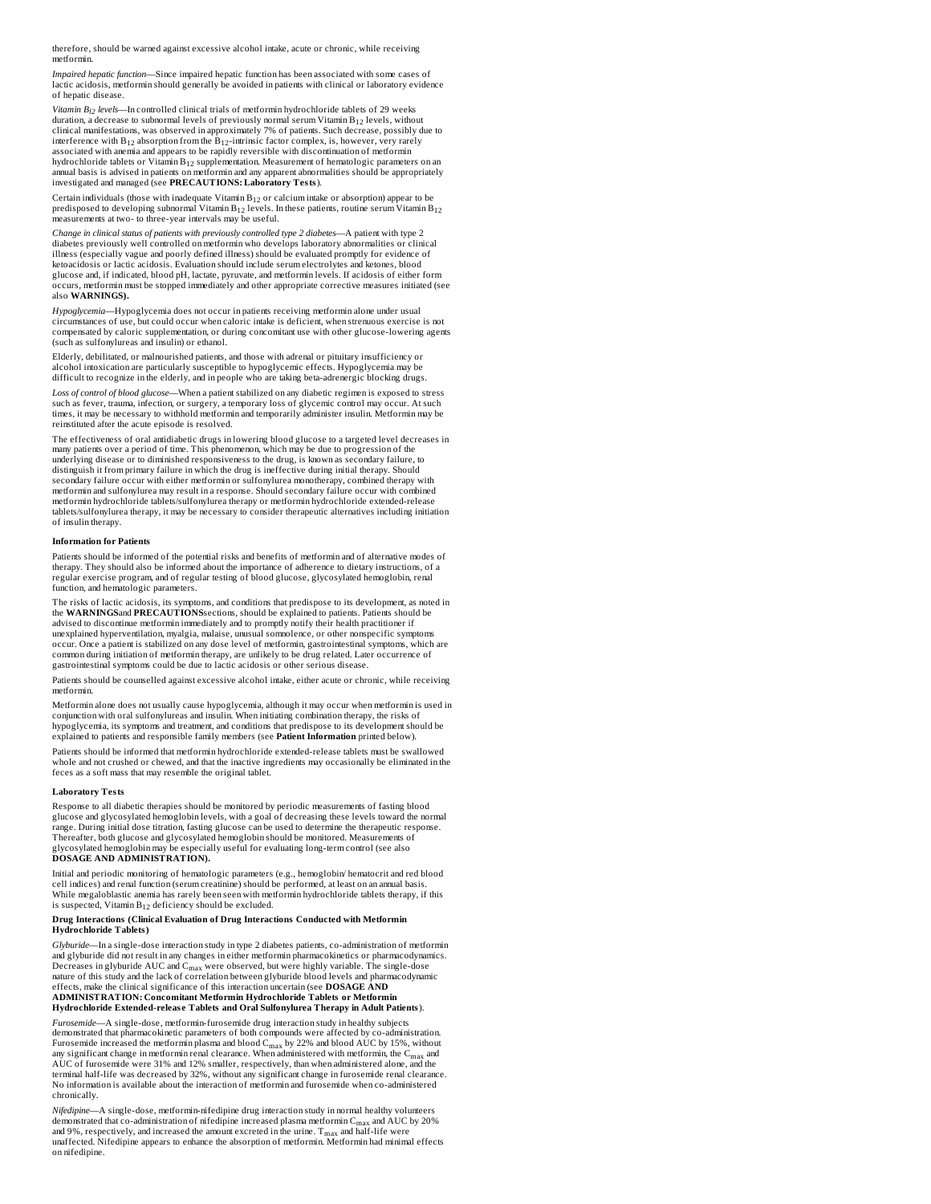therefore, should be warned against excessive alcohol intake, acute or chronic, while receiving metformin.

*Impaired hepatic function*—Since impaired hepatic function has been associated with some cases of lactic acidosis, metformin should generally be avoided in patients with clinical or laboratory evidence of hepatic disease.

*Vitamin $B_{12}$ levels*—In controlled clinical trials of metformin hydrochloride tablets of 29 weeks duration, a decrease to subnormal levels of previously normal serum Vitamin $B_{12}$ levels, without clinical manifestations, was observed in approximately 7% of patients. Such decrease, possibly due to interference with $B_{12}$ absorption from the $B_{12}$-intrinsic factor complex, is, however, very rarely associated with anemia and appears to be rapidly reversible with discontinuation of metformin hydrochloride tablets or Vitamin $B_{12}$ supplementation. Measurement of hematologic parameters on an annual basis is advised in patients on metformin and any apparent abnormalities should be appropriately investigated and managed (see **PRECAUTIONS: Laboratory Tests**).

Certain individuals (those with inadequate Vitamin $B_{12}$ or calcium intake or absorption) appear to be predisposed to developing subnormal Vitamin $B_{12}$ levels. In these patients, routine serum Vitamin $B_{12}$ measurements at two- to three-year intervals may be useful.

*Change in clinical status of patients with previously controlled type 2 diabetes*—A patient with type 2 diabetes previously well controlled on metformin who develops laboratory abnormalities or clinical illness (especially vague and poorly defined illness) should be evaluated promptly for evidence of ketoacidosis or lactic acidosis. Evaluation should include serum electrolytes and ketones, blood glucose and, if indicated, blood pH, lactate, pyruvate, and metformin levels. If acidosis of either form occurs, metformin must be stopped immediately and other appropriate corrective measures initiated (see also **WARNINGS).**

*Hypoglycemia*—Hypoglycemia does not occur in patients receiving metformin alone under usual circumstances of use, but could occur when caloric intake is deficient, when strenuous exercise is not compensated by caloric supplementation, or during concomitant use with other glucose-lowering agents (such as sulfonylureas and insulin) or ethanol.

Elderly, debilitated, or malnourished patients, and those with adrenal or pituitary insufficiency or alcohol intoxication are particularly susceptible to hypoglycemic effects. Hypoglycemia may be difficult to recognize in the elderly, and in people who are taking beta-adrenergic blocking drugs.

*Loss of control of blood glucose*—When a patient stabilized on any diabetic regimen is exposed to stress such as fever, trauma, infection, or surgery, a temporary loss of glycemic control may occur. At such times, it may be necessary to withhold metformin and temporarily administer insulin. Metformin may be reinstituted after the acute episode is resolved.

The effectiveness of oral antidiabetic drugs in lowering blood glucose to a targeted level decreases in many patients over a period of time. This phenomenon, which may be due to progression of the underlying disease or to diminished responsiveness to the drug, is known as secondary failure, to distinguish it from primary failure in which the drug is ineffective during initial therapy. Should secondary failure occur with either metformin or sulfonylurea monotherapy, combined therapy with metformin and sulfonylurea may result in a response. Should secondary failure occur with combined metformin hydrochloride tablets/sulfonylurea therapy or metformin hydrochloride extended-release tablets/sulfonylurea therapy, it may be necessary to consider therapeutic alternatives including initiation of insulin therapy.

#### Information for Patients

Patients should be informed of the potential risks and benefits of metformin and of alternative modes of therapy. They should also be informed about the importance of adherence to dietary instructions, of a regular exercise program, and of regular testing of blood glucose, glycosylated hemoglobin, renal function, and hematologic parameters.

The risks of lactic acidosis, its symptoms, and conditions that predispose to its development, as noted in the **WARNINGS** and **PRECAUTIONS** sections, should be explained to patients. Patients should be advised to discontinue metformin immediately and to promptly notify their health practitioner if unexplained hyperventilation, myalgia, malaise, unusual somnolence, or other nonspecific symptoms occur. Once a patient is stabilized on any dose level of metformin, gastrointestinal symptoms, which are common during initiation of metformin therapy, are unlikely to be drug related. Later occurrence of gastrointestinal symptoms could be due to lactic acidosis or other serious disease.

Patients should be counselled against excessive alcohol intake, either acute or chronic, while receiving metformin.

Metformin alone does not usually cause hypoglycemia, although it may occur when metformin is used in conjunction with oral sulfonylureas and insulin. When initiating combination therapy, the risks of hypoglycemia, its symptoms and treatment, and conditions that predispose to its development should be explained to patients and responsible family members (see **Patient Information** printed below).

Patients should be informed that metformin hydrochloride extended-release tablets must be swallowed whole and not crushed or chewed, and that the inactive ingredients may occasionally be eliminated in the feces as a soft mass that may resemble the original tablet.

#### Laboratory Tests

Response to all diabetic therapies should be monitored by periodic measurements of fasting blood glucose and glycosylated hemoglobin levels, with a goal of decreasing these levels toward the normal range. During initial dose titration, fasting glucose can be used to determine the therapeutic response. Thereafter, both glucose and glycosylated hemoglobin should be monitored. Measurements of glycosylated hemoglobin may be especially useful for evaluating long-term control (see also **DOSAGE AND ADMINISTRATION).**

Initial and periodic monitoring of hematologic parameters (e.g., hemoglobin/hematocrit and red blood cell indices) and renal function (serum creatinine) should be performed, at least on an annual basis. While megaloblastic anemia has rarely been seen with metformin hydrochloride tablets therapy, if this is suspected, Vitamin $B_{12}$ deficiency should be excluded.

#### Drug Interactions (Clinical Evaluation of Drug Interactions Conducted with Metformin Hydrochloride Tablets)

*Glyburide*—In a single-dose interaction study in type 2 diabetes patients, co-administration of metformin and glyburide did not result in any changes in either metformin pharmacokinetics or pharmacodynamics. Decreases in glyburide AUC and $C_{max}$ were observed, but were highly variable. The single-dose nature of this study and the lack of correlation between glyburide blood levels and pharmacodynamic effects, make the clinical significance of this interaction uncertain (see **DOSAGE AND ADMINISTRATION: Concomitant Metformin Hydrochloride Tablets or Metformin Hydrochloride Extended-release Tablets and Oral Sulfonylurea Therapy in Adult Patients**).

*Furosemide*—A single-dose, metformin-furosemide drug interaction study in healthy subjects demonstrated that pharmacokinetic parameters of both compounds were affected by co-administration. Furosemide increased the metformin plasma and blood $C_{max}$ by 22% and blood AUC by 15%, without any significant change in metformin renal clearance. When administered with metformin, the $C_{max}$ and AUC of furosemide were 31% and 12% smaller, respectively, than when administered alone, and the terminal half-life was decreased by 32%, without any significant change in furosemide renal clearance. No information is available about the interaction of metformin and furosemide when co-administered chronically.

*Nifedipine*—A single-dose, metformin-nifedipine drug interaction study in normal healthy volunteers demonstrated that co-administration of nifedipine increased plasma metformin $C_{max}$ and AUC by 20% and 9%, respectively, and increased the amount excreted in the urine. $T_{max}$ and half-life were unaffected. Nifedipine appears to enhance the absorption of metformin. Metformin had minimal effects on nifedipine.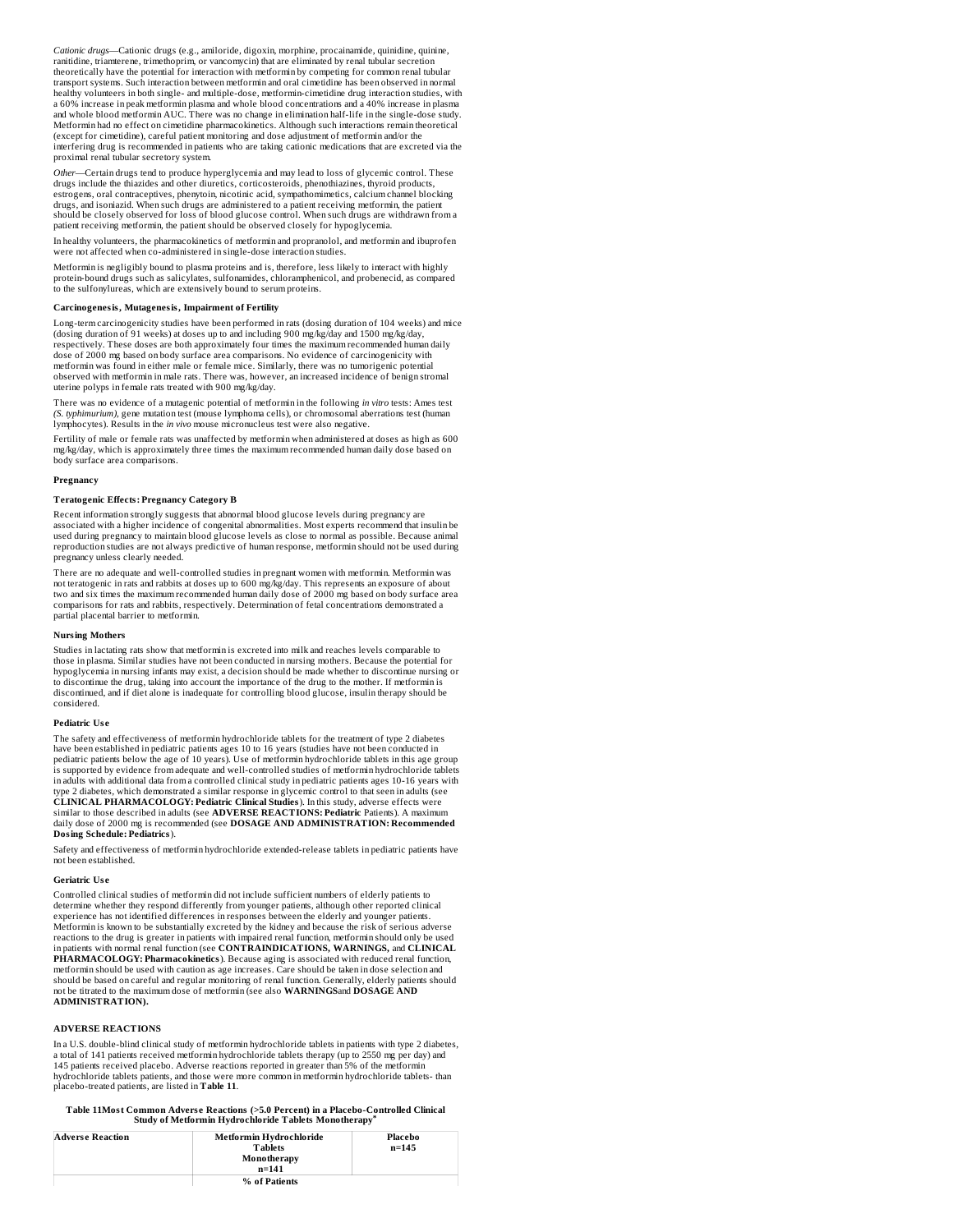*Cationic drugs*—Cationic drugs (e.g., amiloride, digoxin, morphine, procainamide, quinidine, quinine, ranitidine, triamterene, trimethoprim, or vancomycin) that are eliminated by renal tubular secretion theoretically have the potential for interaction with metformin by competing for common renal tubular transport systems. Such interaction between metformin and oral cimetidine has been observed in normal healthy volunteers in both single- and multiple-dose, metformin-cimetidine drug interaction studies, with a 60% increase in peak metformin plasma and whole blood concentrations and a 40% increase in plasma and whole blood metformin AUC. There was no change in elimination half-life in the single-dose study. Metformin had no effect on cimetidine pharmacokinetics. Although such interactions remain theoretical (except for cimetidine), careful patient monitoring and dose adjustment of metformin and/or the interfering drug is recommended in patients who are taking cationic medications that are excreted via the proximal renal tubular secretory system.

*Other*—Certain drugs tend to produce hyperglycemia and may lead to loss of glycemic control. These drugs include the thiazides and other diuretics, corticosteroids, phenothiazines, thyroid products, estrogens, oral contraceptives, phenytoin, nicotinic acid, sympathomimetics, calcium channel blocking drugs, and isoniazid. When such drugs are administered to a patient receiving metformin, the patient should be closely observed for loss of blood glucose control. When such drugs are withdrawn from a patient receiving metformin, the patient should be observed closely for hypoglycemia.

In healthy volunteers, the pharmacokinetics of metformin and propranolol, and metformin and ibuprofen were not affected when co-administered in single-dose interaction studies.

Metformin is negligibly bound to plasma proteins and is, therefore, less likely to interact with highly protein-bound drugs such as salicylates, sulfonamides, chloramphenicol, and probenecid, as compared to the sulfonylureas, which are extensively bound to serum proteins.

**Carcinogenesis, Mutagenesis, Impairment of Fertility**

Long-term carcinogenicity studies have been performed in rats (dosing duration of 104 weeks) and mice (dosing duration of 91 weeks) at doses up to and including 900 mg/kg/day and 1500 mg/kg/day, respectively. These doses are both approximately four times the maximum recommended human daily dose of 2000 mg based on body surface area comparisons. No evidence of carcinogenicity with metformin was found in either male or female mice. Similarly, there was no tumorigenic potential observed with metformin in male rats. There was, however, an increased incidence of benign stromal uterine polyps in female rats treated with 900 mg/kg/day.

There was no evidence of a mutagenic potential of metformin in the following *in vitro* tests: Ames test (*S. typhimurium*), gene mutation test (mouse lymphoma cells), or chromosomal aberrations test (human lymphocytes). Results in the *in vivo* mouse micronucleus test were also negative.

Fertility of male or female rats was unaffected by metformin when administered at doses as high as 600 mg/kg/day, which is approximately three times the maximum recommended human daily dose based on body surface area comparisons.

**Pregnancy**

**Teratogenic Effects: Pregnancy Category B**

Recent information strongly suggests that abnormal blood glucose levels during pregnancy are associated with a higher incidence of congenital abnormalities. Most experts recommend that insulin be used during pregnancy to maintain blood glucose levels as close to normal as possible. Because animal reproduction studies are not always predictive of human response, metformin should not be used during pregnancy unless clearly needed.

There are no adequate and well-controlled studies in pregnant women with metformin. Metformin was not teratogenic in rats and rabbits at doses up to 600 mg/kg/day. This represents an exposure of about two and six times the maximum recommended human daily dose of 2000 mg based on body surface area comparisons for rats and rabbits, respectively. Determination of fetal concentrations demonstrated a partial placental barrier to metformin.

**Nursing Mothers**

Studies in lactating rats show that metformin is excreted into milk and reaches levels comparable to those in plasma. Similar studies have not been conducted in nursing mothers. Because the potential for hypoglycemia in nursing infants may exist, a decision should be made whether to discontinue nursing or to discontinue the drug, taking into account the importance of the drug to the mother. If metformin is discontinued, and if diet alone is inadequate for controlling blood glucose, insulin therapy should be considered.

**Pediatric Use**

The safety and effectiveness of metformin hydrochloride tablets for the treatment of type 2 diabetes have been established in pediatric patients ages 10 to 16 years (studies have not been conducted in pediatric patients below the age of 10 years). Use of metformin hydrochloride tablets in this age group is supported by evidence from adequate and well-controlled studies of metformin hydrochloride tablets in adults with additional data from a controlled clinical study in pediatric patients ages 10-16 years with type 2 diabetes, which demonstrated a similar response in glycemic control to that seen in adults (see **CLINICAL PHARMACOLOGY: Pediatric Clinical Studies**). In this study, adverse effects were similar to those described in adults (see **ADVERSE REACTIONS: Pediatric** Patients). A maximum daily dose of 2000 mg is recommended (see **DOSAGE AND ADMINISTRATION: Recommended Dosing Schedule: Pediatrics**).

Safety and effectiveness of metformin hydrochloride extended-release tablets in pediatric patients have not been established.

**Geriatric Use**

Controlled clinical studies of metformin did not include sufficient numbers of elderly patients to determine whether they respond differently from younger patients, although other reported clinical experience has not identified differences in responses between the elderly and younger patients. Metformin is known to be substantially excreted by the kidney and because the risk of serious adverse reactions to the drug is greater in patients with impaired renal function, metformin should only be used in patients with normal renal function (see **CONTRAINDICATIONS, WARNINGS,** and **CLINICAL PHARMACOLOGY: Pharmacokinetics**). Because aging is associated with reduced renal function, metformin should be used with caution as age increases. Care should be taken in dose selection and should be based on careful and regular monitoring of renal function. Generally, elderly patients should not be titrated to the maximum dose of metformin (see also **WARNINGS**and **DOSAGE AND ADMINISTRATION).**

## ADVERSE REACTIONS

In a U.S. double-blind clinical study of metformin hydrochloride tablets in patients with type 2 diabetes, a total of 141 patients received metformin hydrochloride tablets therapy (up to 2550 mg per day) and 145 patients received placebo. Adverse reactions reported in greater than 5% of the metformin hydrochloride tablets patients, and those were more common in metformin hydrochloride tablets- than placebo-treated patients, are listed in **Table 11**.

**Table 11Most Common Adverse Reactions (>5.0 Percent) in a Placebo-Controlled Clinical Study of Metformin Hydrochloride Tablets Monotherapy***

| Adverse Reaction | Metformin Hydrochloride Tablets Monotherapy n=141 | Placebo n=145 |
|---|---|---|
| | % of Patients | |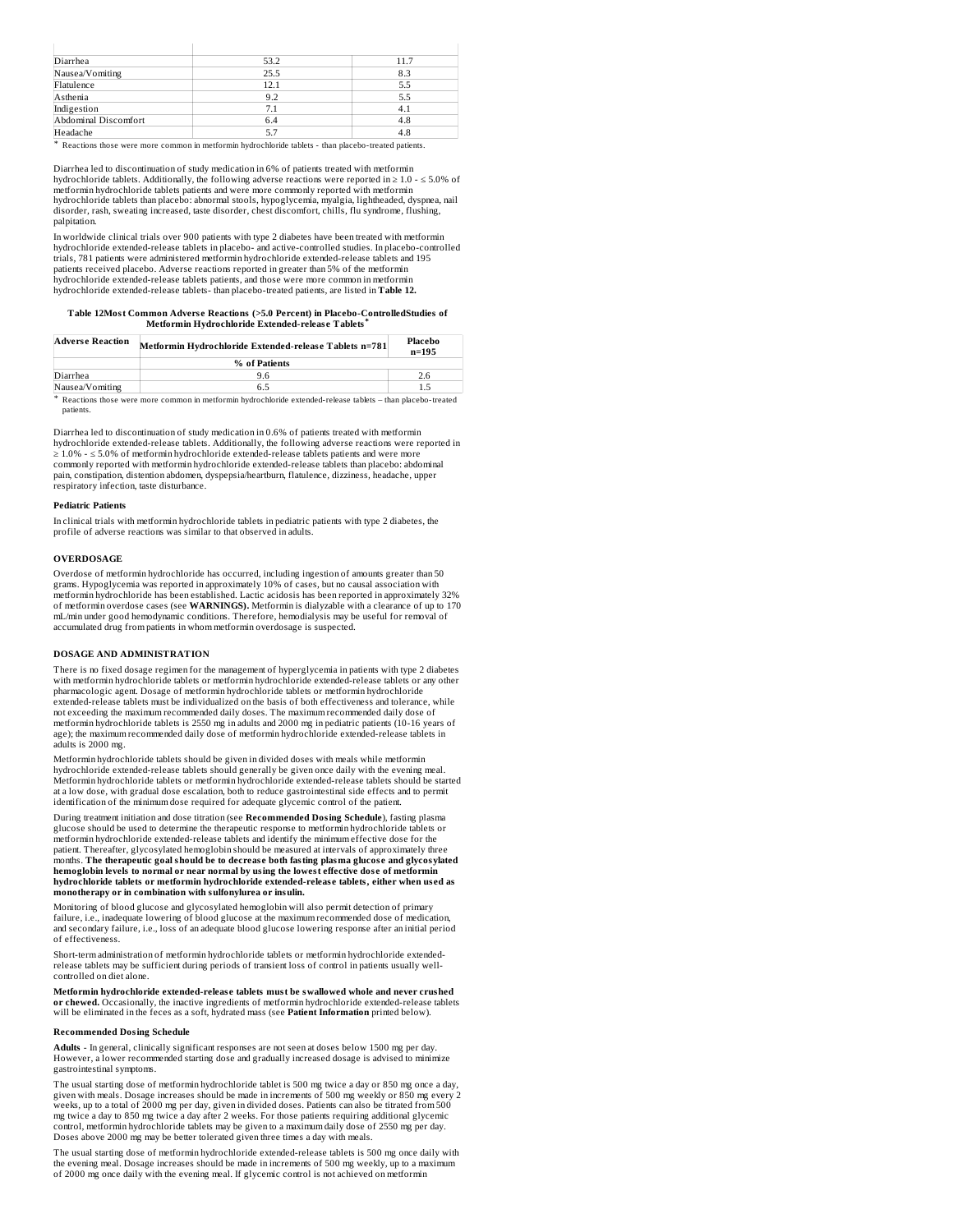| | | |
|---|---|---|
| Diarrhea | 53.2 | 11.7 |
| Nausea/Vomiting | 25.5 | 8.3 |
| Flatulence | 12.1 | 5.5 |
| Asthenia | 9.2 | 5.5 |
| Indigestion | 7.1 | 4.1 |
| Abdominal Discomfort | 6.4 | 4.8 |
| Headache | 5.7 | 4.8 |

* Reactions those were more common in metformin hydrochloride tablets - than placebo-treated patients.

Diarrhea led to discontinuation of study medication in 6% of patients treated with metformin hydrochloride tablets. Additionally, the following adverse reactions were reported in ≥ 1.0 - ≤ 5.0% of metformin hydrochloride tablets patients and were more commonly reported with metformin hydrochloride tablets than placebo: abnormal stools, hypoglycemia, myalgia, lightheaded, dyspnea, nail disorder, rash, sweating increased, taste disorder, chest discomfort, chills, flu syndrome, flushing, palpitation.

In worldwide clinical trials over 900 patients with type 2 diabetes have been treated with metformin hydrochloride extended-release tablets in placebo- and active-controlled studies. In placebo-controlled trials, 781 patients were administered metformin hydrochloride extended-release tablets and 195 patients received placebo. Adverse reactions reported in greater than 5% of the metformin hydrochloride extended-release tablets patients, and those were more common in metformin hydrochloride extended-release tablets- than placebo-treated patients, are listed in **Table 12.**

**Table 12Most Common Adverse Reactions (>5.0 Percent) in Placebo-ControlledStudies of Metformin Hydrochloride Extended-release Tablets***

| Adverse Reaction | Metformin Hydrochloride Extended-release Tablets n=781 | Placebo n=195 |
|---|---|---|
| | % of Patients | |
| Diarrhea | 9.6 | 2.6 |
| Nausea/Vomiting | 6.5 | 1.5 |

* Reactions those were more common in metformin hydrochloride extended-release tablets – than placebo-treated patients.

Diarrhea led to discontinuation of study medication in 0.6% of patients treated with metformin hydrochloride extended-release tablets. Additionally, the following adverse reactions were reported in ≥ 1.0% - ≤ 5.0% of metformin hydrochloride extended-release tablets patients and were more commonly reported with metformin hydrochloride extended-release tablets than placebo: abdominal pain, constipation, distention abdomen, dyspepsia/heartburn, flatulence, dizziness, headache, upper respiratory infection, taste disturbance.

**Pediatric Patients**

In clinical trials with metformin hydrochloride tablets in pediatric patients with type 2 diabetes, the profile of adverse reactions was similar to that observed in adults.

## OVERDOSAGE

Overdose of metformin hydrochloride has occurred, including ingestion of amounts greater than 50 grams. Hypoglycemia was reported in approximately 10% of cases, but no causal association with metformin hydrochloride has been established. Lactic acidosis has been reported in approximately 32% of metformin overdose cases (see **WARNINGS).** Metformin is dialyzable with a clearance of up to 170 mL/min under good hemodynamic conditions. Therefore, hemodialysis may be useful for removal of accumulated drug from patients in whom metformin overdosage is suspected.

## DOSAGE AND ADMINISTRATION

There is no fixed dosage regimen for the management of hyperglycemia in patients with type 2 diabetes with metformin hydrochloride tablets or metformin hydrochloride extended-release tablets or any other pharmacologic agent. Dosage of metformin hydrochloride tablets or metformin hydrochloride extended-release tablets must be individualized on the basis of both effectiveness and tolerance, while not exceeding the maximum recommended daily doses. The maximum recommended daily dose of metformin hydrochloride tablets is 2550 mg in adults and 2000 mg in pediatric patients (10-16 years of age); the maximum recommended daily dose of metformin hydrochloride extended-release tablets in adults is 2000 mg.

Metformin hydrochloride tablets should be given in divided doses with meals while metformin hydrochloride extended-release tablets should generally be given once daily with the evening meal. Metformin hydrochloride tablets or metformin hydrochloride extended-release tablets should be started at a low dose, with gradual dose escalation, both to reduce gastrointestinal side effects and to permit identification of the minimum dose required for adequate glycemic control of the patient.

During treatment initiation and dose titration (see **Recommended Dosing Schedule**), fasting plasma glucose should be used to determine the therapeutic response to metformin hydrochloride tablets or metformin hydrochloride extended-release tablets and identify the minimum effective dose for the patient. Thereafter, glycosylated hemoglobin should be measured at intervals of approximately three months. **The therapeutic goal should be to decrease both fasting plasma glucose and glycosylated hemoglobin levels to normal or near normal by using the lowest effective dose of metformin hydrochloride tablets or metformin hydrochloride extended-release tablets, either when used as monotherapy or in combination with sulfonylurea or insulin.**

Monitoring of blood glucose and glycosylated hemoglobin will also permit detection of primary failure, i.e., inadequate lowering of blood glucose at the maximum recommended dose of medication, and secondary failure, i.e., loss of an adequate blood glucose lowering response after an initial period of effectiveness.

Short-term administration of metformin hydrochloride tablets or metformin hydrochloride extended-release tablets may be sufficient during periods of transient loss of control in patients usually well-controlled on diet alone.

**Metformin hydrochloride extended-release tablets must be swallowed whole and never crushed or chewed.** Occasionally, the inactive ingredients of metformin hydrochloride extended-release tablets will be eliminated in the feces as a soft, hydrated mass (see **Patient Information** printed below).

**Recommended Dosing Schedule**

**Adults** - In general, clinically significant responses are not seen at doses below 1500 mg per day. However, a lower recommended starting dose and gradually increased dosage is advised to minimize gastrointestinal symptoms.

The usual starting dose of metformin hydrochloride tablet is 500 mg twice a day or 850 mg once a day, given with meals. Dosage increases should be made in increments of 500 mg weekly or 850 mg every 2 weeks, up to a total of 2000 mg per day, given in divided doses. Patients can also be titrated from 500 mg twice a day to 850 mg twice a day after 2 weeks. For those patients requiring additional glycemic control, metformin hydrochloride tablets may be given to a maximum daily dose of 2550 mg per day. Doses above 2000 mg may be better tolerated given three times a day with meals.

The usual starting dose of metformin hydrochloride extended-release tablets is 500 mg once daily with the evening meal. Dosage increases should be made in increments of 500 mg weekly, up to a maximum of 2000 mg once daily with the evening meal. If glycemic control is not achieved on metformin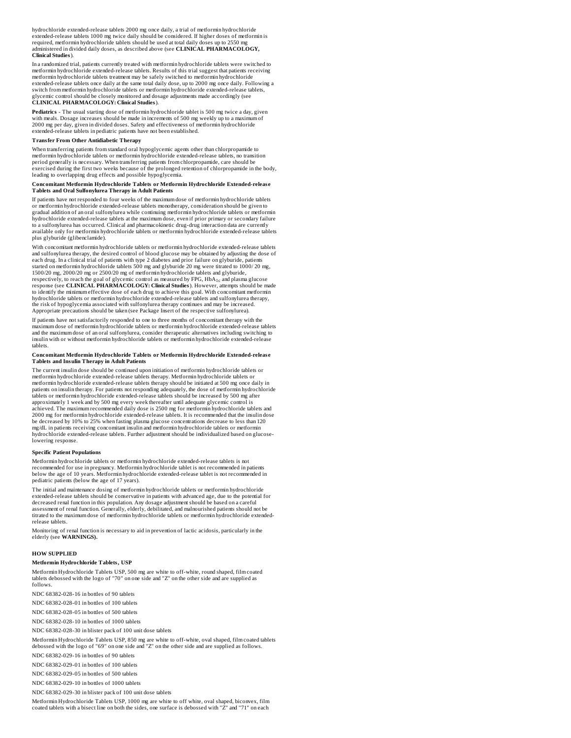hydrochloride extended-release tablets 2000 mg once daily, a trial of metformin hydrochloride extended-release tablets 1000 mg twice daily should be considered. If higher doses of metformin is required, metformin hydrochloride tablets should be used at total daily doses up to 2550 mg administered in divided daily doses, as described above (see **CLINICAL PHARMACOLOGY, Clinical Studies**).

In a randomized trial, patients currently treated with metformin hydrochloride tablets were switched to metformin hydrochloride extended-release tablets. Results of this trial suggest that patients receiving metformin hydrochloride tablets treatment may be safely switched to metformin hydrochloride extended-release tablets once daily at the same total daily dose, up to 2000 mg once daily. Following a switch from metformin hydrochloride tablets or metformin hydrochloride extended-release tablets, glycemic control should be closely monitored and dosage adjustments made accordingly (see **CLINICAL PHARMACOLOGY: Clinical Studies**).

**Pediatrics** - The usual starting dose of metformin hydrochloride tablet is 500 mg twice a day, given with meals. Dosage increases should be made in increments of 500 mg weekly up to a maximum of 2000 mg per day, given in divided doses. Safety and effectiveness of metformin hydrochloride extended-release tablets in pediatric patients have not been established.

#### Transfer From Other Antidiabetic Therapy

When transferring patients from standard oral hypoglycemic agents other than chlorpropamide to metformin hydrochloride tablets or metformin hydrochloride extended-release tablets, no transition period generally is necessary. When transferring patients from chlorpropamide, care should be exercised during the first two weeks because of the prolonged retention of chlorpropamide in the body, leading to overlapping drug effects and possible hypoglycemia.

#### Concomitant Metformin Hydrochloride Tablets or Metformin Hydrochloride Extended-release Tablets and Oral Sulfonylurea Therapy in Adult Patients

If patients have not responded to four weeks of the maximum dose of metformin hydrochloride tablets or metformin hydrochloride extended-release tablets monotherapy, consideration should be given to gradual addition of an oral sulfonylurea while continuing metformin hydrochloride tablets or metformin hydrochloride extended-release tablets at the maximum dose, even if prior primary or secondary failure to a sulfonylurea has occurred. Clinical and pharmacokinetic drug-drug interaction data are currently available only for metformin hydrochloride tablets or metformin hydrochloride extended-release tablets plus glyburide (glibenclamide).

With concomitant metformin hydrochloride tablets or metformin hydrochloride extended-release tablets and sulfonylurea therapy, the desired control of blood glucose may be obtained by adjusting the dose of each drug. In a clinical trial of patients with type 2 diabetes and prior failure on glyburide, patients started on metformin hydrochloride tablets 500 mg and glyburide 20 mg were titrated to 1000/ 20 mg, 1500/20 mg, 2000/20 mg or 2500/20 mg of metformin hydrochloride tablets and glyburide, respectively, to reach the goal of glycemic control as measured by FPG, $HbA_{1c}$ and plasma glucose response (see **CLINICAL PHARMACOLOGY: Clinical Studies**). However, attempts should be made to identify the minimum effective dose of each drug to achieve this goal. With concomitant metformin hydrochloride tablets or metformin hydrochloride extended-release tablets and sulfonylurea therapy, the risk of hypoglycemia associated with sulfonylurea therapy continues and may be increased. Appropriate precautions should be taken (see Package Insert of the respective sulfonylurea).

If patients have not satisfactorily responded to one to three months of concomitant therapy with the maximum dose of metformin hydrochloride tablets or metformin hydrochloride extended-release tablets and the maximum dose of an oral sulfonylurea, consider therapeutic alternatives including switching to insulin with or without metformin hydrochloride tablets or metformin hydrochloride extended-release tablets.

#### Concomitant Metformin Hydrochloride Tablets or Metformin Hydrochloride Extended-release Tablets and Insulin Therapy in Adult Patients

The current insulin dose should be continued upon initiation of metformin hydrochloride tablets or metformin hydrochloride extended-release tablets therapy. Metformin hydrochloride tablets or metformin hydrochloride extended-release tablets therapy should be initiated at 500 mg once daily in patients on insulin therapy. For patients not responding adequately, the dose of metformin hydrochloride tablets or metformin hydrochloride extended-release tablets should be increased by 500 mg after approximately 1 week and by 500 mg every week thereafter until adequate glycemic control is achieved. The maximum recommended daily dose is 2500 mg for metformin hydrochloride tablets and 2000 mg for metformin hydrochloride extended-release tablets. It is recommended that the insulin dose be decreased by 10% to 25% when fasting plasma glucose concentrations decrease to less than 120 mg/dL in patients receiving concomitant insulin and metformin hydrochloride tablets or metformin hydrochloride extended-release tablets. Further adjustment should be individualized based on glucose-lowering response.

#### Specific Patient Populations

Metformin hydrochloride tablets or metformin hydrochloride extended-release tablets is not recommended for use in pregnancy. Metformin hydrochloride tablet is not recommended in patients below the age of 10 years. Metformin hydrochloride extended-release tablet is not recommended in pediatric patients (below the age of 17 years).

The initial and maintenance dosing of metformin hydrochloride tablets or metformin hydrochloride extended-release tablets should be conservative in patients with advanced age, due to the potential for decreased renal function in this population. Any dosage adjustment should be based on a careful assessment of renal function. Generally, elderly, debilitated, and malnourished patients should not be titrated to the maximum dose of metformin hydrochloride tablets or metformin hydrochloride extended-release tablets.

Monitoring of renal function is necessary to aid in prevention of lactic acidosis, particularly in the elderly (see **WARNINGS).**

## HOW SUPPLIED

### Metformin Hydrochloride Tablets, USP

Metformin Hydrochloride Tablets USP, 500 mg are white to off-white, round shaped, film coated tablets debossed with the logo of "70" on one side and "Z" on the other side and are supplied as follows.

NDC 68382-028-16 in bottles of 90 tablets

NDC 68382-028-01 in bottles of 100 tablets

NDC 68382-028-05 in bottles of 500 tablets

NDC 68382-028-10 in bottles of 1000 tablets

NDC 68382-028-30 in blister pack of 100 unit dose tablets

Metformin Hydrochloride Tablets USP, 850 mg are white to off-white, oval shaped, film coated tablets debossed with the logo of "69" on one side and "Z" on the other side and are supplied as follows.

NDC 68382-029-16 in bottles of 90 tablets

NDC 68382-029-01 in bottles of 100 tablets

NDC 68382-029-05 in bottles of 500 tablets

NDC 68382-029-10 in bottles of 1000 tablets

NDC 68382-029-30 in blister pack of 100 unit dose tablets

Metformin Hydrochloride Tablets USP, 1000 mg are white to off white, oval shaped, biconvex, film coated tablets with a bisect line on both the sides, one surface is debossed with "Z" and "71" on each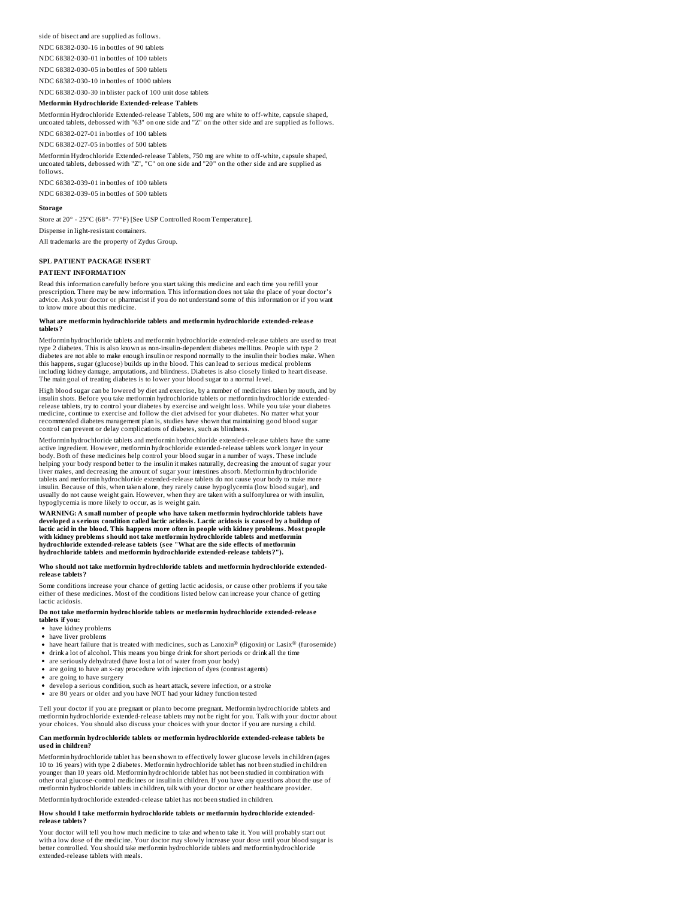side of bisect and are supplied as follows.

NDC 68382-030-16 in bottles of 90 tablets

NDC 68382-030-01 in bottles of 100 tablets

NDC 68382-030-05 in bottles of 500 tablets

NDC 68382-030-10 in bottles of 1000 tablets

NDC 68382-030-30 in blister pack of 100 unit dose tablets

**Metformin Hydrochloride Extended-release Tablets**

Metformin Hydrochloride Extended-release Tablets, 500 mg are white to off-white, capsule shaped, uncoated tablets, debossed with "63" on one side and "Z" on the other side and are supplied as follows.

NDC 68382-027-01 in bottles of 100 tablets

NDC 68382-027-05 in bottles of 500 tablets

Metformin Hydrochloride Extended-release Tablets, 750 mg are white to off-white, capsule shaped, uncoated tablets, debossed with "Z", "C" on one side and "20" on the other side and are supplied as follows.

NDC 68382-039-01 in bottles of 100 tablets

NDC 68382-039-05 in bottles of 500 tablets

**Storage**

Store at 20° - 25°C (68°- 77°F) [See USP Controlled Room Temperature].

Dispense in light-resistant containers.

All trademarks are the property of Zydus Group.

## SPL PATIENT PACKAGE INSERT

### PATIENT INFORMATION

Read this information carefully before you start taking this medicine and each time you refill your prescription. There may be new information. This information does not take the place of your doctor's advice. Ask your doctor or pharmacist if you do not understand some of this information or if you want to know more about this medicine.

**What are metformin hydrochloride tablets and metformin hydrochloride extended-release tablets?**

Metformin hydrochloride tablets and metformin hydrochloride extended-release tablets are used to treat type 2 diabetes. This is also known as non-insulin-dependent diabetes mellitus. People with type 2 diabetes are not able to make enough insulin or respond normally to the insulin their bodies make. When this happens, sugar (glucose) builds up in the blood. This can lead to serious medical problems including kidney damage, amputations, and blindness. Diabetes is also closely linked to heart disease. The main goal of treating diabetes is to lower your blood sugar to a normal level.

High blood sugar can be lowered by diet and exercise, by a number of medicines taken by mouth, and by insulin shots. Before you take metformin hydrochloride tablets or metformin hydrochloride extended-release tablets, try to control your diabetes by exercise and weight loss. While you take your diabetes medicine, continue to exercise and follow the diet advised for your diabetes. No matter what your recommended diabetes management plan is, studies have shown that maintaining good blood sugar control can prevent or delay complications of diabetes, such as blindness.

Metformin hydrochloride tablets and metformin hydrochloride extended-release tablets have the same active ingredient. However, metformin hydrochloride extended-release tablets work longer in your body. Both of these medicines help control your blood sugar in a number of ways. These include helping your body respond better to the insulin it makes naturally, decreasing the amount of sugar your liver makes, and decreasing the amount of sugar your intestines absorb. Metformin hydrochloride tablets and metformin hydrochloride extended-release tablets do not cause your body to make more insulin. Because of this, when taken alone, they rarely cause hypoglycemia (low blood sugar), and usually do not cause weight gain. However, when they are taken with a sulfonylurea or with insulin, hypoglycemia is more likely to occur, as is weight gain.

**WARNING: A small number of people who have taken metformin hydrochloride tablets have developed a serious condition called lactic acidosis. Lactic acidosis is caused by a buildup of lactic acid in the blood. This happens more often in people with kidney problems. Most people with kidney problems should not take metformin hydrochloride tablets and metformin hydrochloride extended-release tablets (see "What are the side effects of metformin hydrochloride tablets and metformin hydrochloride extended-release tablets?").**

**Who should not take metformin hydrochloride tablets and metformin hydrochloride extended-release tablets?**

Some conditions increase your chance of getting lactic acidosis, or cause other problems if you take either of these medicines. Most of the conditions listed below can increase your chance of getting lactic acidosis.

**Do not take metformin hydrochloride tablets or metformin hydrochloride extended-release tablets if you:**

- have kidney problems
- have liver problems
- have heart failure that is treated with medicines, such as Lanoxin® (digoxin) or Lasix® (furosemide)
- drink a lot of alcohol. This means you binge drink for short periods or drink all the time
- are seriously dehydrated (have lost a lot of water from your body)
- are going to have an x-ray procedure with injection of dyes (contrast agents)
- are going to have surgery
- develop a serious condition, such as heart attack, severe infection, or a stroke
- are 80 years or older and you have NOT had your kidney function tested

Tell your doctor if you are pregnant or plan to become pregnant. Metformin hydrochloride tablets and metformin hydrochloride extended-release tablets may not be right for you. Talk with your doctor about your choices. You should also discuss your choices with your doctor if you are nursing a child.

**Can metformin hydrochloride tablets or metformin hydrochloride extended-release tablets be used in children?**

Metformin hydrochloride tablet has been shown to effectively lower glucose levels in children (ages 10 to 16 years) with type 2 diabetes. Metformin hydrochloride tablet has not been studied in children younger than 10 years old. Metformin hydrochloride tablet has not been studied in combination with other oral glucose-control medicines or insulin in children. If you have any questions about the use of metformin hydrochloride tablets in children, talk with your doctor or other healthcare provider.

Metformin hydrochloride extended-release tablet has not been studied in children.

**How should I take metformin hydrochloride tablets or metformin hydrochloride extended-release tablets?**

Your doctor will tell you how much medicine to take and when to take it. You will probably start out with a low dose of the medicine. Your doctor may slowly increase your dose until your blood sugar is better controlled. You should take metformin hydrochloride tablets and metformin hydrochloride extended-release tablets with meals.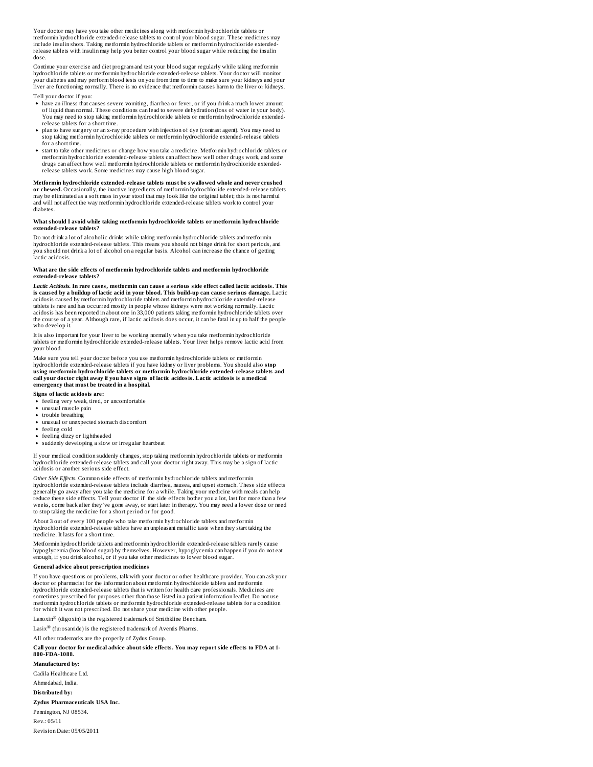Your doctor may have you take other medicines along with metformin hydrochloride tablets or metformin hydrochloride extended-release tablets to control your blood sugar. These medicines may include insulin shots. Taking metformin hydrochloride tablets or metformin hydrochloride extended-release tablets with insulin may help you better control your blood sugar while reducing the insulin dose.

Continue your exercise and diet program and test your blood sugar regularly while taking metformin hydrochloride tablets or metformin hydrochloride extended-release tablets. Your doctor will monitor your diabetes and may perform blood tests on you from time to time to make sure your kidneys and your liver are functioning normally. There is no evidence that metformin causes harm to the liver or kidneys.

Tell your doctor if you:

- have an illness that causes severe vomiting, diarrhea or fever, or if you drink a much lower amount of liquid than normal. These conditions can lead to severe dehydration (loss of water in your body). You may need to stop taking metformin hydrochloride tablets or metformin hydrochloride extended-release tablets for a short time.
- plan to have surgery or an x-ray procedure with injection of dye (contrast agent). You may need to stop taking metformin hydrochloride tablets or metformin hydrochloride extended-release tablets for a short time.
- start to take other medicines or change how you take a medicine. Metformin hydrochloride tablets or metformin hydrochloride extended-release tablets can affect how well other drugs work, and some drugs can affect how well metformin hydrochloride tablets or metformin hydrochloride extended-release tablets work. Some medicines may cause high blood sugar.

**Metformin hydrochloride extended-release tablets must be swallowed whole and never crushed or chewed.** Occasionally, the inactive ingredients of metformin hydrochloride extended-release tablets may be eliminated as a soft mass in your stool that may look like the original tablet; this is not harmful and will not affect the way metformin hydrochloride extended-release tablets work to control your diabetes.

**What should I avoid while taking metformin hydrochloride tablets or metformin hydrochloride extended-release tablets?**

Do not drink a lot of alcoholic drinks while taking metformin hydrochloride tablets and metformin hydrochloride extended-release tablets. This means you should not binge drink for short periods, and you should not drink a lot of alcohol on a regular basis. Alcohol can increase the chance of getting lactic acidosis.

**What are the side effects of metformin hydrochloride tablets and metformin hydrochloride extended-release tablets?**

***Lactic Acidosis.* In rare cases, metformin can cause a serious side effect called lactic acidosis. This is caused by a buildup of lactic acid in your blood. This build-up can cause serious damage.** Lactic acidosis caused by metformin hydrochloride tablets and metformin hydrochloride extended-release tablets is rare and has occurred mostly in people whose kidneys were not working normally. Lactic acidosis has been reported in about one in 33,000 patients taking metformin hydrochloride tablets over the course of a year. Although rare, if lactic acidosis does occur, it can be fatal in up to half the people who develop it.

It is also important for your liver to be working normally when you take metformin hydrochloride tablets or metformin hydrochloride extended-release tablets. Your liver helps remove lactic acid from your blood.

Make sure you tell your doctor before you use metformin hydrochloride tablets or metformin hydrochloride extended-release tablets if you have kidney or liver problems. You should also **stop using metformin hydrochloride tablets or metformin hydrochloride extended-release tablets and call your doctor right away if you have signs of lactic acidosis. Lactic acidosis is a medical emergency that must be treated in a hospital.**

**Signs of lactic acidosis are:**

- feeling very weak, tired, or uncomfortable
- unusual muscle pain
- trouble breathing
- unusual or unexpected stomach discomfort
- feeling cold
- feeling dizzy or lightheaded
- suddenly developing a slow or irregular heartbeat

If your medical condition suddenly changes, stop taking metformin hydrochloride tablets or metformin hydrochloride extended-release tablets and call your doctor right away. This may be a sign of lactic acidosis or another serious side effect.

*Other Side Effects.* Common side effects of metformin hydrochloride tablets and metformin hydrochloride extended-release tablets include diarrhea, nausea, and upset stomach. These side effects generally go away after you take the medicine for a while. Taking your medicine with meals can help reduce these side effects. Tell your doctor if the side effects bother you a lot, last for more than a few weeks, come back after they've gone away, or start later in therapy. You may need a lower dose or need to stop taking the medicine for a short period or for good.

About 3 out of every 100 people who take metformin hydrochloride tablets and metformin hydrochloride extended-release tablets have an unpleasant metallic taste when they start taking the medicine. It lasts for a short time.

Metformin hydrochloride tablets and metformin hydrochloride extended-release tablets rarely cause hypoglycemia (low blood sugar) by themselves. However, hypoglycemia can happen if you do not eat enough, if you drink alcohol, or if you take other medicines to lower blood sugar.

**General advice about prescription medicines**

If you have questions or problems, talk with your doctor or other healthcare provider. You can ask your doctor or pharmacist for the information about metformin hydrochloride tablets and metformin hydrochloride extended-release tablets that is written for health care professionals. Medicines are sometimes prescribed for purposes other than those listed in a patient information leaflet. Do not use metformin hydrochloride tablets or metformin hydrochloride extended-release tablets for a condition for which it was not prescribed. Do not share your medicine with other people.

Lanoxin® (digoxin) is the registered trademark of Smithkline Beecham.

Lasix® (furosamide) is the registered trademark of Aventis Pharms.

All other trademarks are the properly of Zydus Group.

**Call your doctor for medical advice about side effects. You may report side effects to FDA at 1-800-FDA-1088.**

**Manufactured by:**

Cadila Healthcare Ltd.

Ahmedabad, India.

**Distributed by:**

**Zydus Pharmaceuticals USA Inc.**

Pennington, NJ 08534.

Rev.: 05/11

Revision Date: 05/05/2011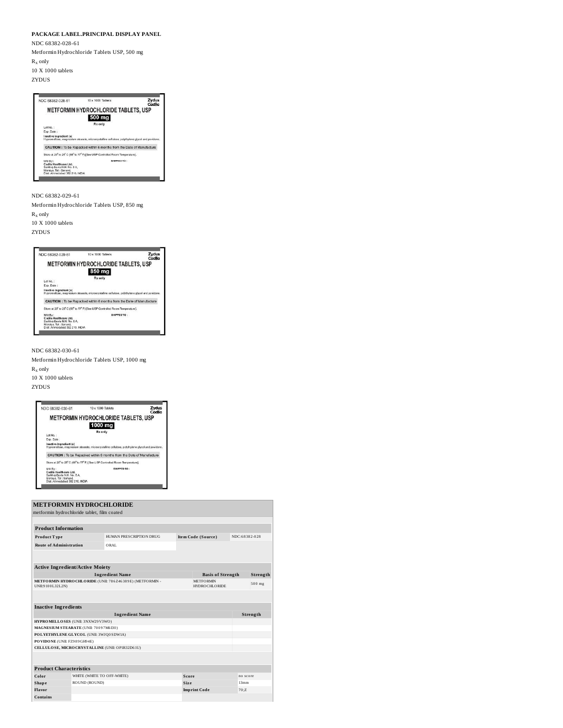**PACKAGE LABEL.PRINCIPAL DISPLAY PANEL**

NDC 68382-028-61

Metformin Hydrochloride Tablets USP, 500 mg

$R_x$ only

10 X 1000 tablets

ZYDUS

NDC 68382-028-61 10 x 1000 Tablets Zydus Cadila

METFORMIN HYDROCHLORIDE TABLETS, USP

500 mg

Rx only

Lot No. :
Exp. Date :

Inactive Ingredient (s)
Hypromellose, magnesium stearate, microcrystalline cellulose, polythylene glycol and povidone.

CAUTION : To be Repacked within 6 months from the Date of Manufacture

Store at 20° to 25° C (68° to 77° F) [See USP Controlled Room Temperature].

Mfd By :
Cadila Healthcare Ltd.
Sarkhej-Bavla N.H. No. 8 A,
Moraiya, Tal : Sanand,
Dist : Ahmedabad 382 210, INDIA

SHIPPED TO :

NDC 68382-029-61

Metformin Hydrochloride Tablets USP, 850 mg

$R_x$ only

10 X 1000 tablets

ZYDUS

NDC 68382-029-61 10 x 1000 Tablets Zydus Cadila

METFORMIN HYDROCHLORIDE TABLETS, USP

850 mg

Rx only

Lot No. :
Exp. Date :

Inactive Ingredient (s)
Hypromellose, magnesium stearate, microcrystalline cellulose, polythylene glycol and povidone.

CAUTION : To be Repacked within 6 months from the Date of Manufacture

Store at 20° to 25° C (68° to 77° F) [See USP Controlled Room Temperature].

Mfd By :
Cadila Healthcare Ltd.
Sarkhej-Bavla N.H. No. 8 A,
Moraiya, Tal : Sanand,
Dist : Ahmedabad 382 210, INDIA

SHIPPED TO :

NDC 68382-030-61

Metformin Hydrochloride Tablets USP, 1000 mg

$R_x$ only

10 X 1000 tablets

ZYDUS

NDC 68382-030-61 10 x 1000 Tablets Zydus Cadila

METFORMIN HYDROCHLORIDE TABLETS, USP

1000 mg

Rx only

Lot No. :
Exp. Date :

Inactive Ingredient (s)
Hypromellose, magnesium stearate, microcrystalline cellulose, polythylene glycol and povidone.

CAUTION : To be Repacked within 6 months from the Date of Manufacture

Store at 20° to 25° C (68° to 77° F) [See USP Controlled Room Temperature].

Mfd By :
Cadila Healthcare Ltd.
Sarkhej-Bavla N.H. No. 8 A,
Moraiya, Tal : Sanand,
Dist : Ahmedabad 382 210, INDIA

SHIPPED TO :

**METFORMIN HYDROCHLORIDE**
metformin hydrochloride tablet, film coated

**Product Information**

| | | | |
|---|---|---|---|
| **Product Type** | HUMAN PRESCRIPTION DRUG | **Item Code (Source)** | NDC:68382-028 |
| **Route of Administration** | ORAL | | |

**Active Ingredient/Active Moiety**

| Ingredient Name | Basis of Strength | Strength |
|---|---|---|
| **METFORMIN HYDROCHLORIDE** (UNII: 786Z46389E) (METFORMIN - UNII:9100L32L2N) | METFORMIN HYDROCHLORIDE | 500 mg |

**Inactive Ingredients**

| Ingredient Name | Strength |
|---|---|
| **HYPROMELLOSES** (UNII: 3NXW29V3WO) | |
| **MAGNESIUM STEARATE** (UNII: 70097M6I30) | |
| **POLYETHYLENE GLYCOL** (UNII: 3WJQ0SDW1A) | |
| **POVIDONE** (UNII: FZ989GH94E) | |
| **CELLULOSE, MICROCRYSTALLINE** (UNII: OP1R32D61U) | |

**Product Characteristics**

| | | | |
|---|---|---|---|
| **Color** | WHITE (WHITE TO OFF-WHITE) | **Score** | no score |
| **Shape** | ROUND (ROUND) | **Size** | 13mm |
| **Flavor** | | **Imprint Code** | 70;Z |
| **Contains** | | | |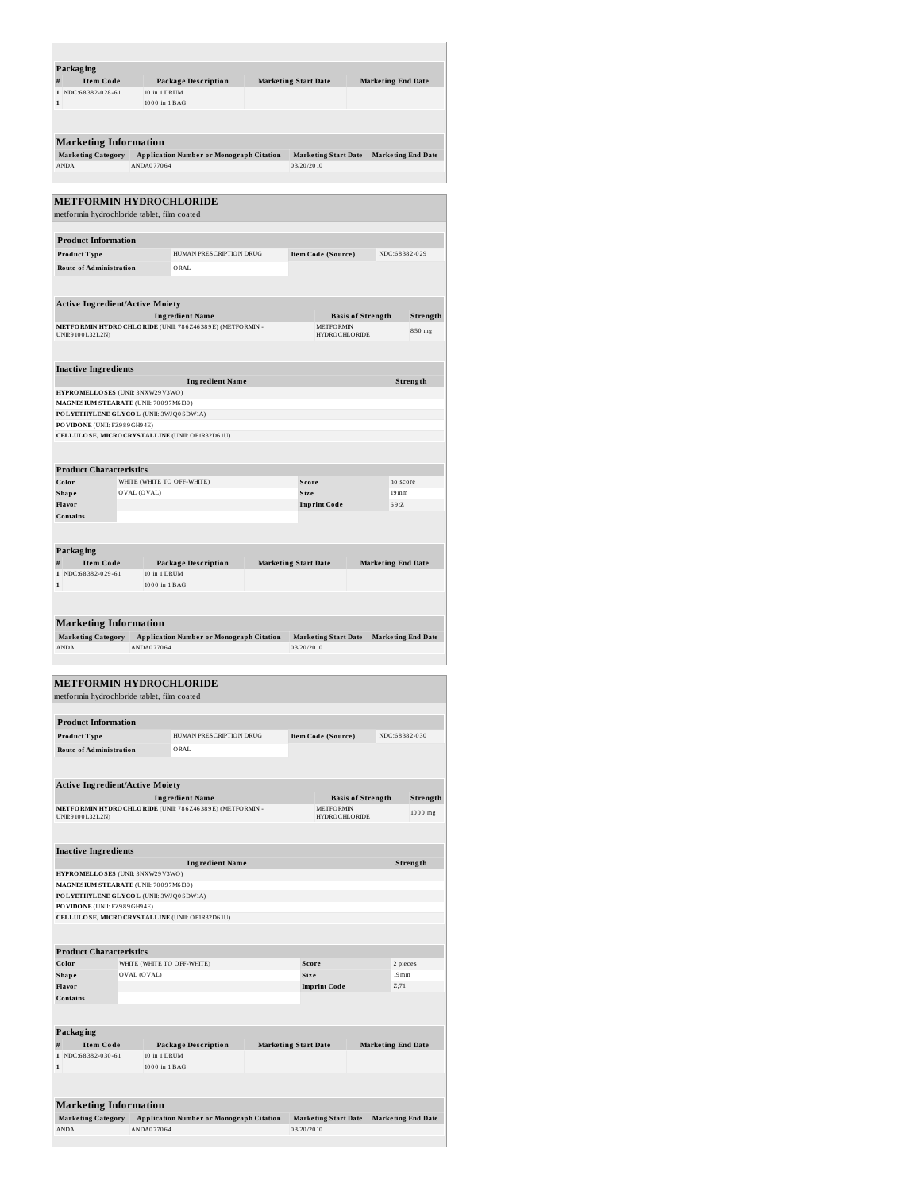**Packaging**

| # | Item Code | Package Description | Marketing Start Date | Marketing End Date |
|---|---|---|---|---|
| 1 | NDC:68382-028-61 | 10 in 1 DRUM | | |
| 1 | | 1000 in 1 BAG | | |

**Marketing Information**

| Marketing Category | Application Number or Monograph Citation | Marketing Start Date | Marketing End Date |
|---|---|---|---|
| ANDA | ANDA077064 | 03/20/2010 | |

## METFORMIN HYDROCHLORIDE

metformin hydrochloride tablet, film coated

**Product Information**

| | | | |
|---|---|---|---|
| **Product Type** | HUMAN PRESCRIPTION DRUG | **Item Code (Source)** | NDC:68382-029 |
| **Route of Administration** | ORAL | | |

**Active Ingredient/Active Moiety**

| Ingredient Name | Basis of Strength | Strength |
|---|---|---|
| **METFORMIN HYDROCHLORIDE** (UNII: 786Z46389E) (METFORMIN - UNII:9100L32L2N) | METFORMIN HYDROCHLORIDE | 850 mg |

**Inactive Ingredients**

| Ingredient Name | Strength |
|---|---|
| **HYPROMELLOSES** (UNII: 3NXW29V3WO) | |
| **MAGNESIUM STEARATE** (UNII: 70097M6I30) | |
| **POLYETHYLENE GLYCOL** (UNII: 3WJQ0SDW1A) | |
| **POVIDONE** (UNII: FZ989GH94E) | |
| **CELLULOSE, MICROCRYSTALLINE** (UNII: OP1R32D61U) | |

**Product Characteristics**

| | | | |
|---|---|---|---|
| **Color** | WHITE (WHITE TO OFF-WHITE) | **Score** | no score |
| **Shape** | OVAL (OVAL) | **Size** | 19mm |
| **Flavor** | | **Imprint Code** | 69;Z |
| **Contains** | | | |

**Packaging**

| # | Item Code | Package Description | Marketing Start Date | Marketing End Date |
|---|---|---|---|---|
| 1 | NDC:68382-029-61 | 10 in 1 DRUM | | |
| 1 | | 1000 in 1 BAG | | |

**Marketing Information**

| Marketing Category | Application Number or Monograph Citation | Marketing Start Date | Marketing End Date |
|---|---|---|---|
| ANDA | ANDA077064 | 03/20/2010 | |

## METFORMIN HYDROCHLORIDE

metformin hydrochloride tablet, film coated

**Product Information**

| | | | |
|---|---|---|---|
| **Product Type** | HUMAN PRESCRIPTION DRUG | **Item Code (Source)** | NDC:68382-030 |
| **Route of Administration** | ORAL | | |

**Active Ingredient/Active Moiety**

| Ingredient Name | Basis of Strength | Strength |
|---|---|---|
| **METFORMIN HYDROCHLORIDE** (UNII: 786Z46389E) (METFORMIN - UNII:9100L32L2N) | METFORMIN HYDROCHLORIDE | 1000 mg |

**Inactive Ingredients**

| Ingredient Name | Strength |
|---|---|
| **HYPROMELLOSES** (UNII: 3NXW29V3WO) | |
| **MAGNESIUM STEARATE** (UNII: 70097M6I30) | |
| **POLYETHYLENE GLYCOL** (UNII: 3WJQ0SDW1A) | |
| **POVIDONE** (UNII: FZ989GH94E) | |
| **CELLULOSE, MICROCRYSTALLINE** (UNII: OP1R32D61U) | |

**Product Characteristics**

| | | | |
|---|---|---|---|
| **Color** | WHITE (WHITE TO OFF-WHITE) | **Score** | 2 pieces |
| **Shape** | OVAL (OVAL) | **Size** | 19mm |
| **Flavor** | | **Imprint Code** | Z;71 |
| **Contains** | | | |

**Packaging**

| # | Item Code | Package Description | Marketing Start Date | Marketing End Date |
|---|---|---|---|---|
| 1 | NDC:68382-030-61 | 10 in 1 DRUM | | |
| 1 | | 1000 in 1 BAG | | |

**Marketing Information**

| Marketing Category | Application Number or Monograph Citation | Marketing Start Date | Marketing End Date |
|---|---|---|---|
| ANDA | ANDA077064 | 03/20/2010 | |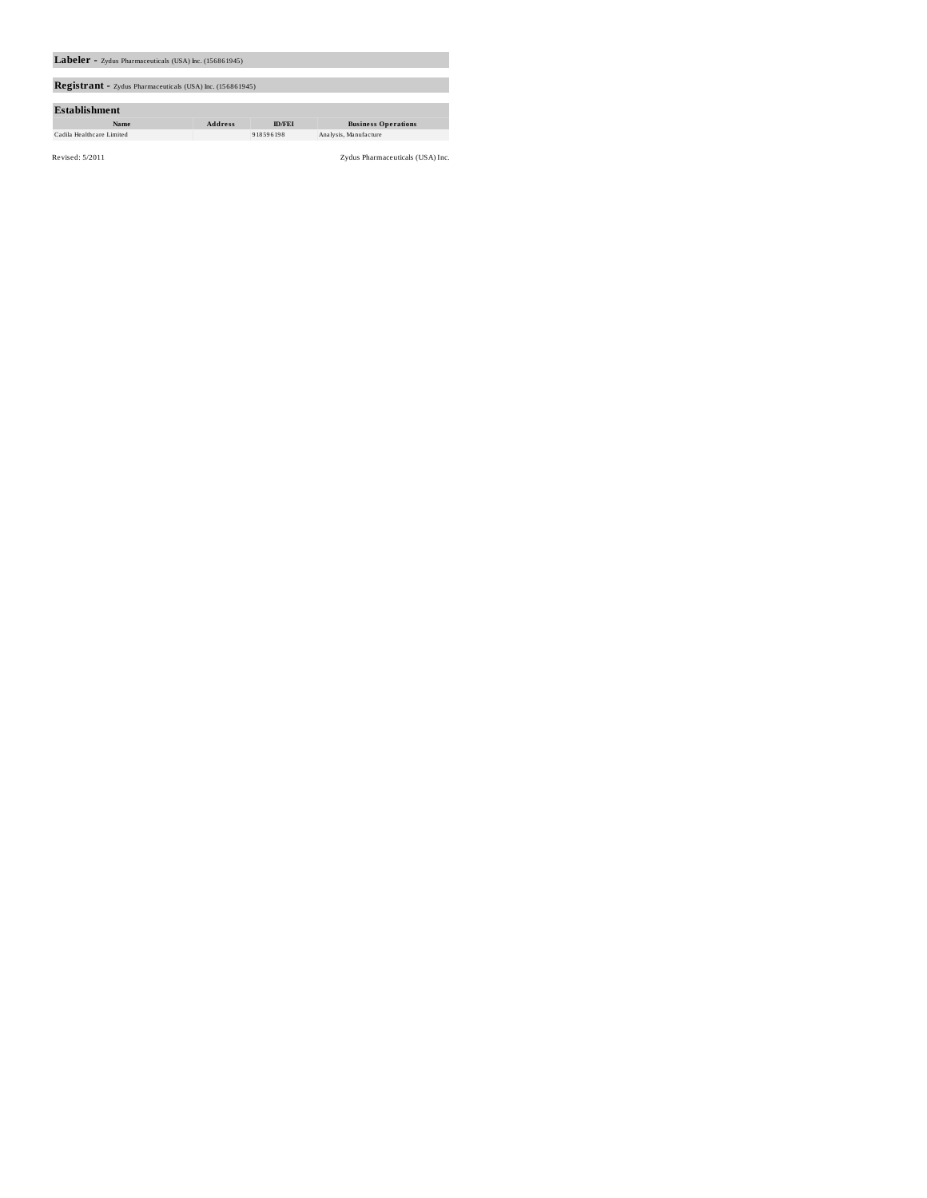**Labeler -** Zydus Pharmaceuticals (USA) Inc. (156861945)

**Registrant -** Zydus Pharmaceuticals (USA) Inc. (156861945)

**Establishment**

| Name | Address | ID/FEI | Business Operations |
|---|---|---|---|
| Cadila Healthcare Limited | | 918596198 | Analysis, Manufacture |

Revised: 5/2011

Zydus Pharmaceuticals (USA) Inc.